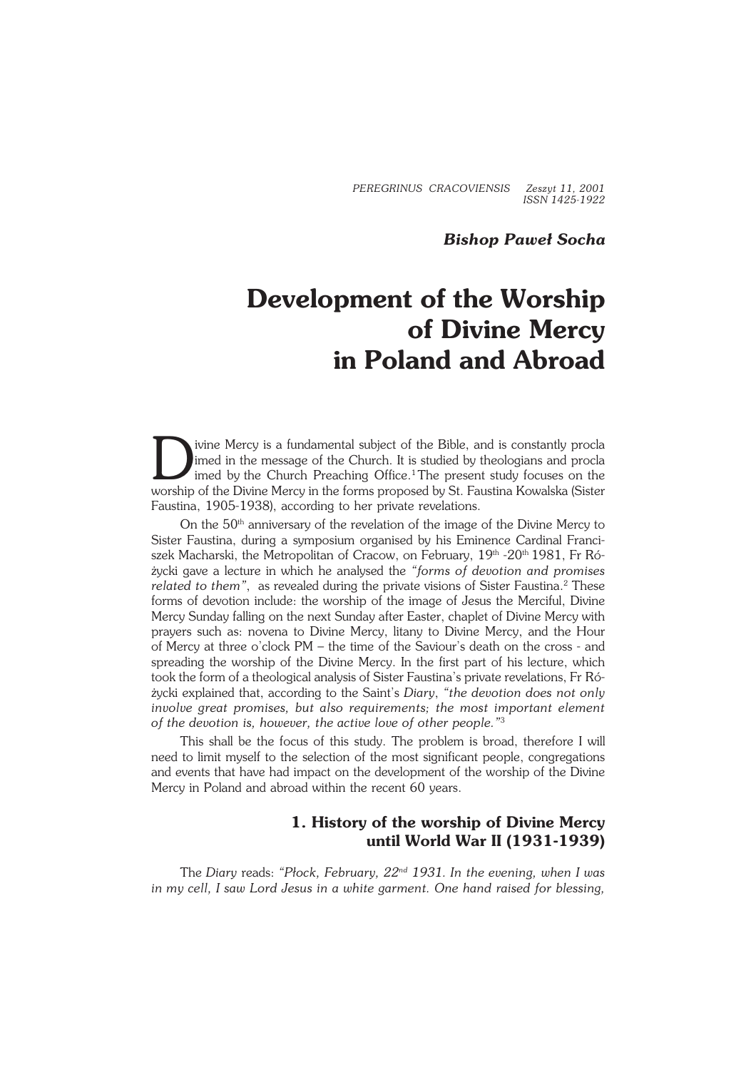*Bishop Paweł Socha*

# Development of the Worship of Divine Mercy in Poland and Abroad

Divine Mercy is a fundamental subject of the Bible, and is constantly proclaimed in the message of the Church. It is studied by theologians and proclaimed by the Church Preaching Office.[1] The present study focuses on the worship of the Divine Mercy in the forms proposed by St. Faustina Kowalska (Sister Faustina, 1905-1938), according to her private revelations.

On the 50th anniversary of the revelation of the image of the Divine Mercy to Sister Faustina, during a symposium organised by his Eminence Cardinal Franciszek Macharski, the Metropolitan of Cracow, on February, 19th -20th 1981, Fr Różycki gave a lecture in which he analysed the *"forms of devotion and promises related to them"*, as revealed during the private visions of Sister Faustina.[2] These forms of devotion include: the worship of the image of Jesus the Merciful, Divine Mercy Sunday falling on the next Sunday after Easter, chaplet of Divine Mercy with prayers such as: novena to Divine Mercy, litany to Divine Mercy, and the Hour of Mercy at three o'clock PM – the time of the Saviour's death on the cross - and spreading the worship of the Divine Mercy. In the first part of his lecture, which took the form of a theological analysis of Sister Faustina's private revelations, Fr Różycki explained that, according to the Saint's *Diary*, *"the devotion does not only involve great promises, but also requirements; the most important element of the devotion is, however, the active love of other people."*[3]

This shall be the focus of this study. The problem is broad, therefore I will need to limit myself to the selection of the most significant people, congregations and events that have had impact on the development of the worship of the Divine Mercy in Poland and abroad within the recent 60 years.

## 1. History of the worship of Divine Mercy until World War II (1931-1939)

The *Diary* reads: *"Płock, February, 22nd 1931. In the evening, when I was in my cell, I saw Lord Jesus in a white garment. One hand raised for blessing,*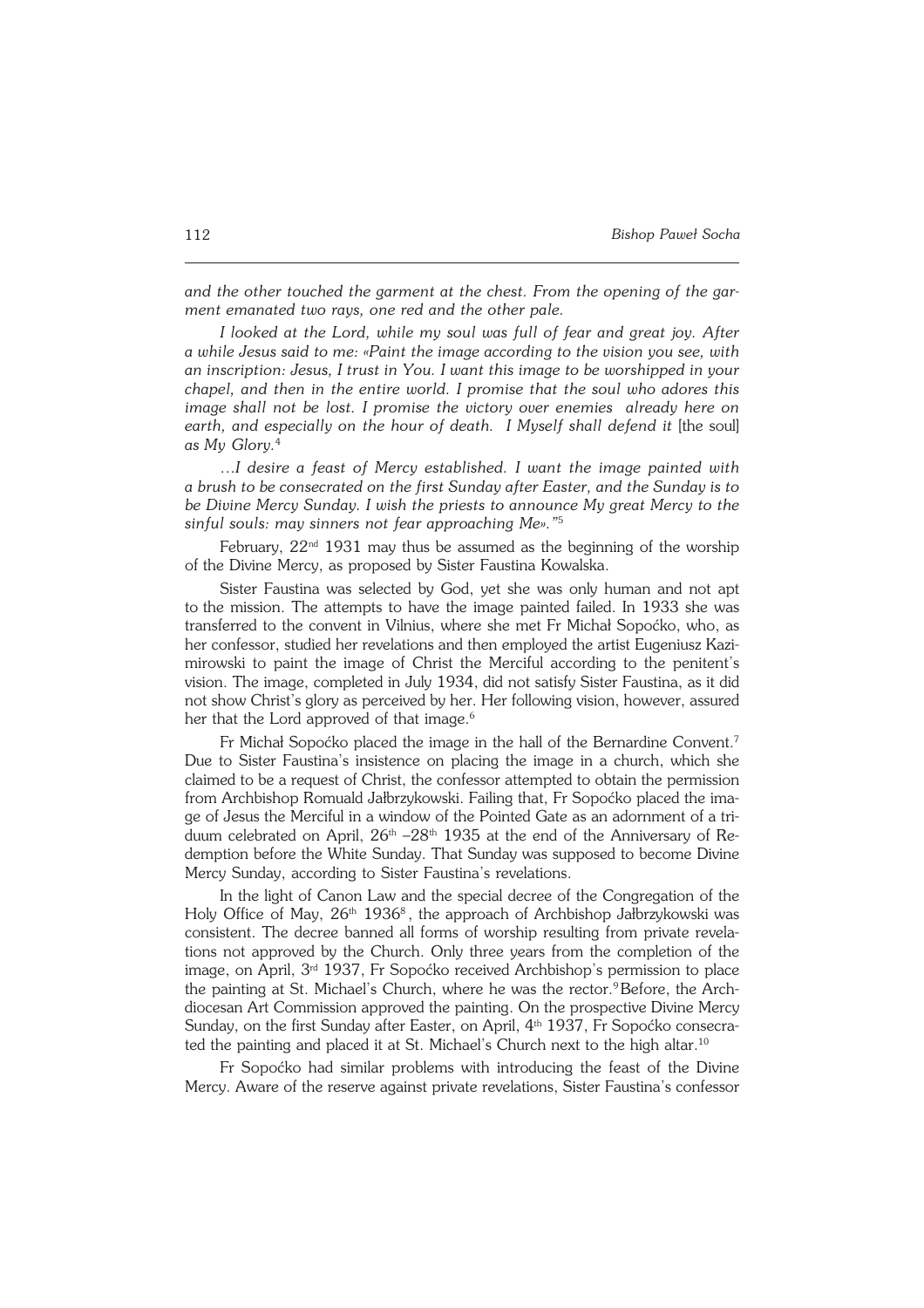*and the other touched the garment at the chest. From the opening of the garment emanated two rays, one red and the other pale.*

*I looked at the Lord, while my soul was full of fear and great joy. After a while Jesus said to me: «Paint the image according to the vision you see, with an inscription: Jesus, I trust in You. I want this image to be worshipped in your chapel, and then in the entire world. I promise that the soul who adores this image shall not be lost. I promise the victory over enemies already here on earth, and especially on the hour of death. I Myself shall defend it* [the soul] *as My Glory.*[4]

*…I desire a feast of Mercy established. I want the image painted with a brush to be consecrated on the first Sunday after Easter, and the Sunday is to be Divine Mercy Sunday. I wish the priests to announce My great Mercy to the sinful souls: may sinners not fear approaching Me».*"[5]

February, 22nd 1931 may thus be assumed as the beginning of the worship of the Divine Mercy, as proposed by Sister Faustina Kowalska.

Sister Faustina was selected by God, yet she was only human and not apt to the mission. The attempts to have the image painted failed. In 1933 she was transferred to the convent in Vilnius, where she met Fr Michał Sopoćko, who, as her confessor, studied her revelations and then employed the artist Eugeniusz Kazimirowski to paint the image of Christ the Merciful according to the penitent's vision. The image, completed in July 1934, did not satisfy Sister Faustina, as it did not show Christ's glory as perceived by her. Her following vision, however, assured her that the Lord approved of that image.[6]

Fr Michał Sopoćko placed the image in the hall of the Bernardine Convent.[7] Due to Sister Faustina's insistence on placing the image in a church, which she claimed to be a request of Christ, the confessor attempted to obtain the permission from Archbishop Romuald Jałbrzykowski. Failing that, Fr Sopoćko placed the image of Jesus the Merciful in a window of the Pointed Gate as an adornment of a triduum celebrated on April, 26th –28th 1935 at the end of the Anniversary of Redemption before the White Sunday. That Sunday was supposed to become Divine Mercy Sunday, according to Sister Faustina's revelations.

In the light of Canon Law and the special decree of the Congregation of the Holy Office of May, 26th 1936[8], the approach of Archbishop Jałbrzykowski was consistent. The decree banned all forms of worship resulting from private revelations not approved by the Church. Only three years from the completion of the image, on April, 3rd 1937, Fr Sopoćko received Archbishop's permission to place the painting at St. Michael's Church, where he was the rector.[9] Before, the Archdiocesan Art Commission approved the painting. On the prospective Divine Mercy Sunday, on the first Sunday after Easter, on April, 4th 1937, Fr Sopoćko consecrated the painting and placed it at St. Michael's Church next to the high altar.[10]

Fr Sopoćko had similar problems with introducing the feast of the Divine Mercy. Aware of the reserve against private revelations, Sister Faustina's confessor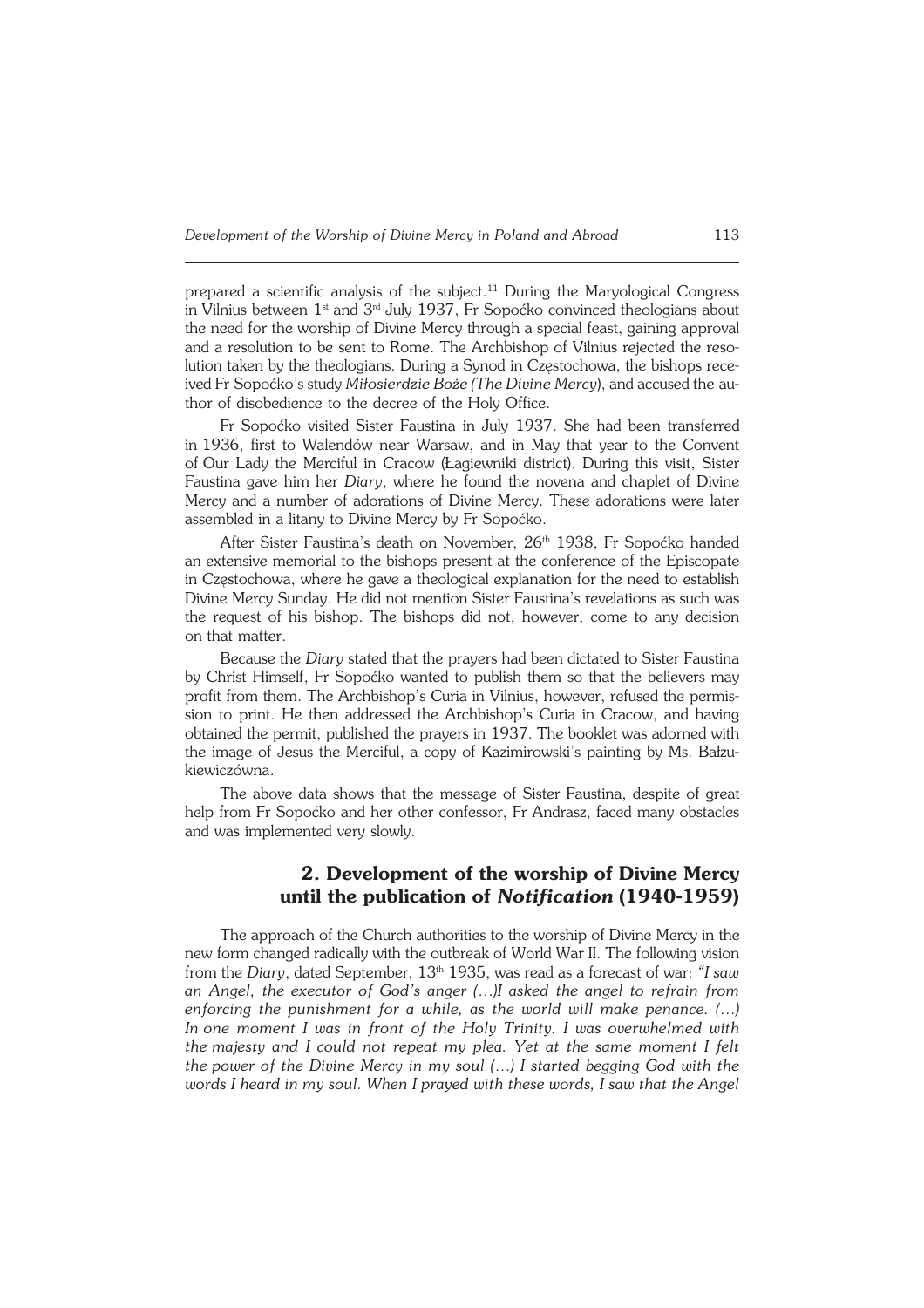prepared a scientific analysis of the subject.[11] During the Maryological Congress in Vilnius between 1st and 3rd July 1937, Fr Sopoćko convinced theologians about the need for the worship of Divine Mercy through a special feast, gaining approval and a resolution to be sent to Rome. The Archbishop of Vilnius rejected the resolution taken by the theologians. During a Synod in Częstochowa, the bishops received Fr Sopoćko's study *Miłosierdzie Boże (The Divine Mercy*), and accused the author of disobedience to the decree of the Holy Office.

Fr Sopoćko visited Sister Faustina in July 1937. She had been transferred in 1936, first to Walendów near Warsaw, and in May that year to the Convent of Our Lady the Merciful in Cracow (Łagiewniki district). During this visit, Sister Faustina gave him her *Diary*, where he found the novena and chaplet of Divine Mercy and a number of adorations of Divine Mercy. These adorations were later assembled in a litany to Divine Mercy by Fr Sopoćko.

After Sister Faustina's death on November, 26th 1938, Fr Sopoćko handed an extensive memorial to the bishops present at the conference of the Episcopate in Częstochowa, where he gave a theological explanation for the need to establish Divine Mercy Sunday. He did not mention Sister Faustina's revelations as such was the request of his bishop. The bishops did not, however, come to any decision on that matter.

Because the *Diary* stated that the prayers had been dictated to Sister Faustina by Christ Himself, Fr Sopoćko wanted to publish them so that the believers may profit from them. The Archbishop's Curia in Vilnius, however, refused the permission to print. He then addressed the Archbishop's Curia in Cracow, and having obtained the permit, published the prayers in 1937. The booklet was adorned with the image of Jesus the Merciful, a copy of Kazimirowski's painting by Ms. Bałzukiewiczówna.

The above data shows that the message of Sister Faustina, despite of great help from Fr Sopoćko and her other confessor, Fr Andrasz, faced many obstacles and was implemented very slowly.

## 2. Development of the worship of Divine Mercy until the publication of *Notification* (1940-1959)

The approach of the Church authorities to the worship of Divine Mercy in the new form changed radically with the outbreak of World War II. The following vision from the *Diary*, dated September, 13th 1935, was read as a forecast of war: *"I saw an Angel, the executor of God's anger (…)I asked the angel to refrain from enforcing the punishment for a while, as the world will make penance. (…) In one moment I was in front of the Holy Trinity. I was overwhelmed with the majesty and I could not repeat my plea. Yet at the same moment I felt the power of the Divine Mercy in my soul (…) I started begging God with the words I heard in my soul. When I prayed with these words, I saw that the Angel*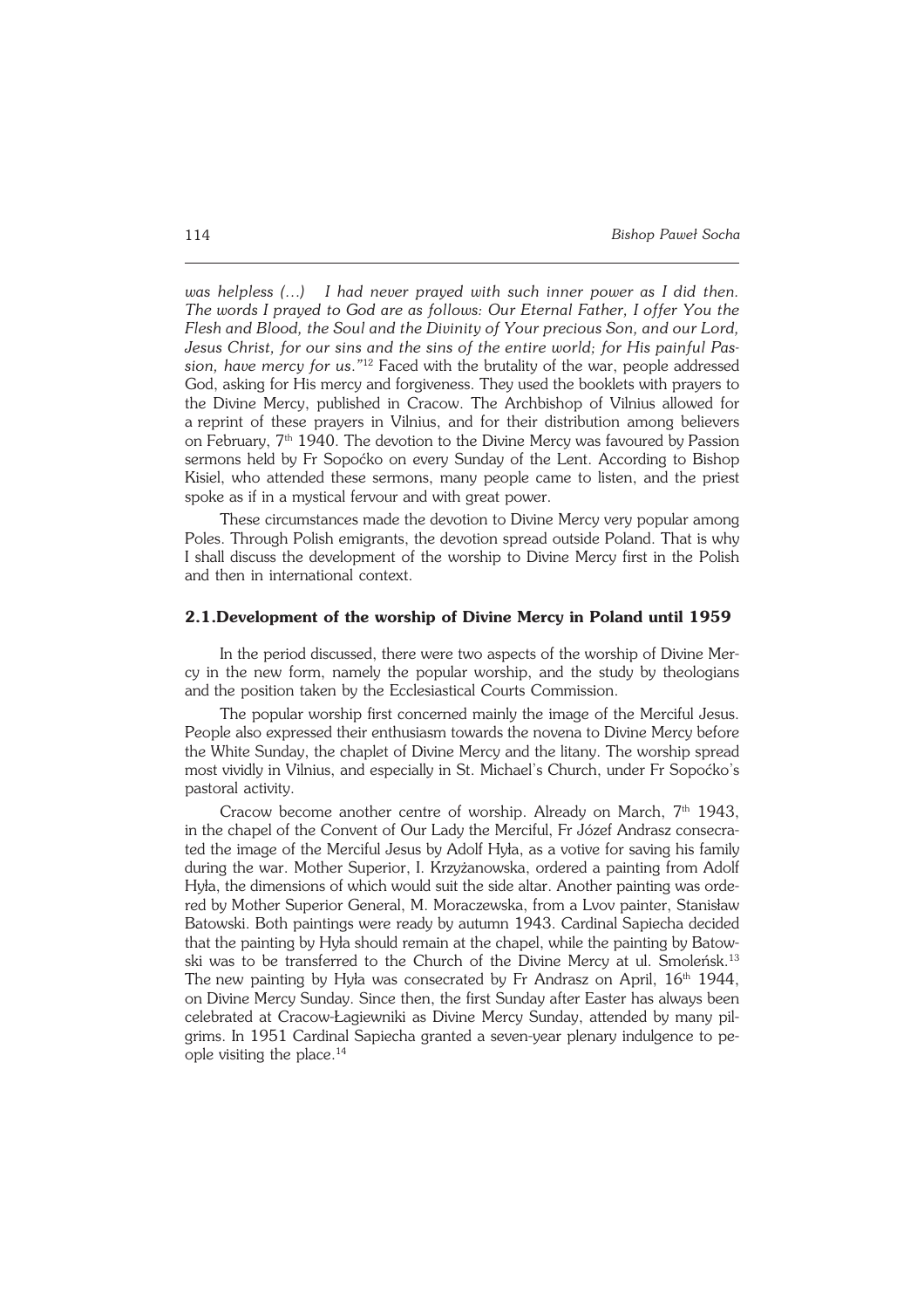*was helpless (…) I had never prayed with such inner power as I did then. The words I prayed to God are as follows: Our Eternal Father, I offer You the Flesh and Blood, the Soul and the Divinity of Your precious Son, and our Lord, Jesus Christ, for our sins and the sins of the entire world; for His painful Passion, have mercy for us."*[12] Faced with the brutality of the war, people addressed God, asking for His mercy and forgiveness. They used the booklets with prayers to the Divine Mercy, published in Cracow. The Archbishop of Vilnius allowed for a reprint of these prayers in Vilnius, and for their distribution among believers on February, 7th 1940. The devotion to the Divine Mercy was favoured by Passion sermons held by Fr Sopoćko on every Sunday of the Lent. According to Bishop Kisiel, who attended these sermons, many people came to listen, and the priest spoke as if in a mystical fervour and with great power.

These circumstances made the devotion to Divine Mercy very popular among Poles. Through Polish emigrants, the devotion spread outside Poland. That is why I shall discuss the development of the worship to Divine Mercy first in the Polish and then in international context.

## 2.1.Development of the worship of Divine Mercy in Poland until 1959

In the period discussed, there were two aspects of the worship of Divine Mercy in the new form, namely the popular worship, and the study by theologians and the position taken by the Ecclesiastical Courts Commission.

The popular worship first concerned mainly the image of the Merciful Jesus. People also expressed their enthusiasm towards the novena to Divine Mercy before the White Sunday, the chaplet of Divine Mercy and the litany. The worship spread most vividly in Vilnius, and especially in St. Michael's Church, under Fr Sopoćko's pastoral activity.

Cracow become another centre of worship. Already on March, 7th 1943, in the chapel of the Convent of Our Lady the Merciful, Fr Józef Andrasz consecrated the image of the Merciful Jesus by Adolf Hyła, as a votive for saving his family during the war. Mother Superior, I. Krzyżanowska, ordered a painting from Adolf Hyła, the dimensions of which would suit the side altar. Another painting was ordered by Mother Superior General, M. Moraczewska, from a Lvov painter, Stanisław Batowski. Both paintings were ready by autumn 1943. Cardinal Sapiecha decided that the painting by Hyła should remain at the chapel, while the painting by Batowski was to be transferred to the Church of the Divine Mercy at ul. Smoleńsk.[13] The new painting by Hyła was consecrated by Fr Andrasz on April, 16th 1944, on Divine Mercy Sunday. Since then, the first Sunday after Easter has always been celebrated at Cracow-Łagiewniki as Divine Mercy Sunday, attended by many pilgrims. In 1951 Cardinal Sapiecha granted a seven-year plenary indulgence to people visiting the place.[14]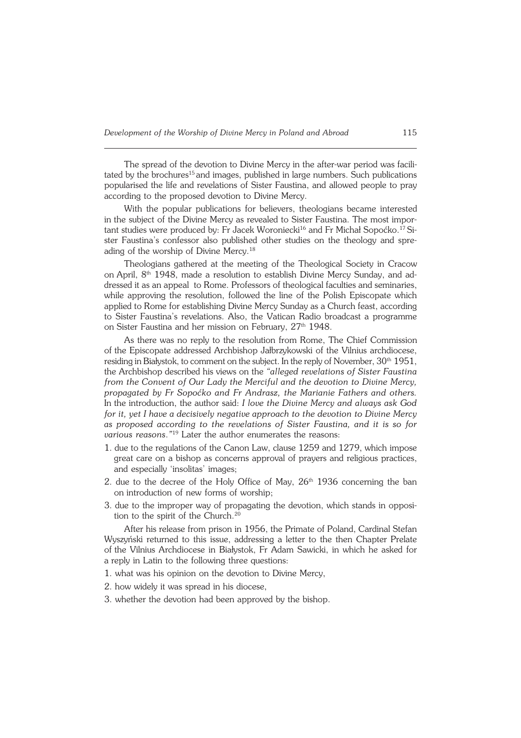The spread of the devotion to Divine Mercy in the after-war period was facilitated by the brochures[15] and images, published in large numbers. Such publications popularised the life and revelations of Sister Faustina, and allowed people to pray according to the proposed devotion to Divine Mercy.

With the popular publications for believers, theologians became interested in the subject of the Divine Mercy as revealed to Sister Faustina. The most important studies were produced by: Fr Jacek Woroniecki[16] and Fr Michał Sopoćko.[17] Sister Faustina's confessor also published other studies on the theology and spreading of the worship of Divine Mercy.[18]

Theologians gathered at the meeting of the Theological Society in Cracow on April, 8th 1948, made a resolution to establish Divine Mercy Sunday, and addressed it as an appeal to Rome. Professors of theological faculties and seminaries, while approving the resolution, followed the line of the Polish Episcopate which applied to Rome for establishing Divine Mercy Sunday as a Church feast, according to Sister Faustina's revelations. Also, the Vatican Radio broadcast a programme on Sister Faustina and her mission on February, 27th 1948.

As there was no reply to the resolution from Rome, The Chief Commission of the Episcopate addressed Archbishop Jałbrzykowski of the Vilnius archdiocese, residing in Białystok, to comment on the subject. In the reply of November, 30th 1951, the Archbishop described his views on the *"alleged revelations of Sister Faustina from the Convent of Our Lady the Merciful and the devotion to Divine Mercy, propagated by Fr Sopoćko and Fr Andrasz, the Marianie Fathers and others.* In the introduction, the author said: *I love the Divine Mercy and always ask God for it, yet I have a decisively negative approach to the devotion to Divine Mercy as proposed according to the revelations of Sister Faustina, and it is so for various reasons."*[19] Later the author enumerates the reasons:

1. due to the regulations of the Canon Law, clause 1259 and 1279, which impose great care on a bishop as concerns approval of prayers and religious practices, and especially 'insolitas' images;
2. due to the decree of the Holy Office of May, 26th 1936 concerning the ban on introduction of new forms of worship;
3. due to the improper way of propagating the devotion, which stands in opposition to the spirit of the Church.[20]

After his release from prison in 1956, the Primate of Poland, Cardinal Stefan Wyszyński returned to this issue, addressing a letter to the then Chapter Prelate of the Vilnius Archdiocese in Białystok, Fr Adam Sawicki, in which he asked for a reply in Latin to the following three questions:

1. what was his opinion on the devotion to Divine Mercy,
2. how widely it was spread in his diocese,
3. whether the devotion had been approved by the bishop.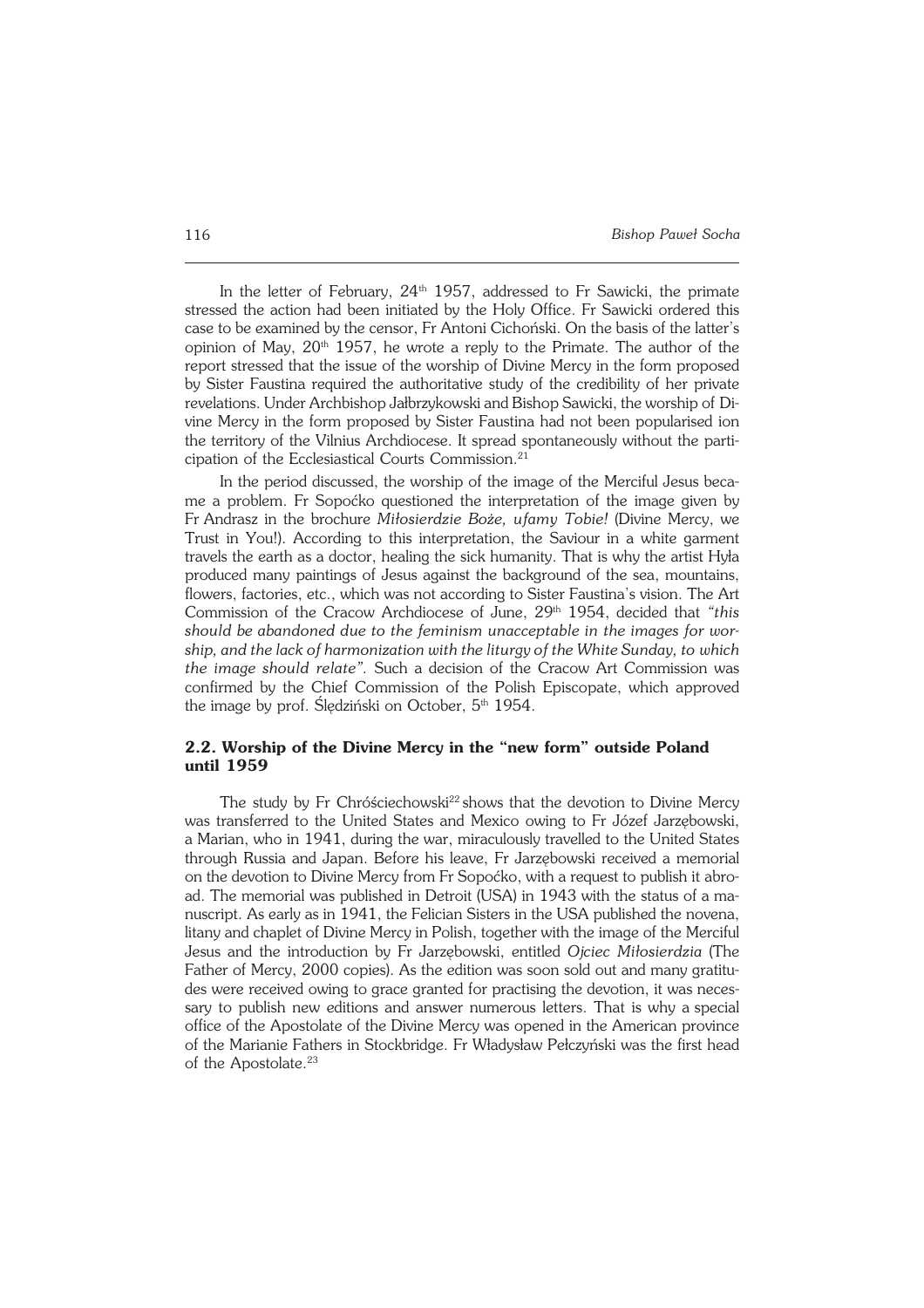In the letter of February, 24th 1957, addressed to Fr Sawicki, the primate stressed the action had been initiated by the Holy Office. Fr Sawicki ordered this case to be examined by the censor, Fr Antoni Cichoński. On the basis of the latter's opinion of May, 20th 1957, he wrote a reply to the Primate. The author of the report stressed that the issue of the worship of Divine Mercy in the form proposed by Sister Faustina required the authoritative study of the credibility of her private revelations. Under Archbishop Jałbrzykowski and Bishop Sawicki, the worship of Divine Mercy in the form proposed by Sister Faustina had not been popularised ion the territory of the Vilnius Archdiocese. It spread spontaneously without the participation of the Ecclesiastical Courts Commission.[21]

In the period discussed, the worship of the image of the Merciful Jesus became a problem. Fr Sopoćko questioned the interpretation of the image given by Fr Andrasz in the brochure *Miłosierdzie Boże, ufamy Tobie!* (Divine Mercy, we Trust in You!). According to this interpretation, the Saviour in a white garment travels the earth as a doctor, healing the sick humanity. That is why the artist Hyła produced many paintings of Jesus against the background of the sea, mountains, flowers, factories, etc., which was not according to Sister Faustina's vision. The Art Commission of the Cracow Archdiocese of June, 29th 1954, decided that *"this should be abandoned due to the feminism unacceptable in the images for worship, and the lack of harmonization with the liturgy of the White Sunday, to which the image should relate"*. Such a decision of the Cracow Art Commission was confirmed by the Chief Commission of the Polish Episcopate, which approved the image by prof. Ślędziński on October, 5th 1954.

## 2.2. Worship of the Divine Mercy in the "new form" outside Poland until 1959

The study by Fr Chróściechowski[22] shows that the devotion to Divine Mercy was transferred to the United States and Mexico owing to Fr Józef Jarzębowski, a Marian, who in 1941, during the war, miraculously travelled to the United States through Russia and Japan. Before his leave, Fr Jarzębowski received a memorial on the devotion to Divine Mercy from Fr Sopoćko, with a request to publish it abroad. The memorial was published in Detroit (USA) in 1943 with the status of a manuscript. As early as in 1941, the Felician Sisters in the USA published the novena, litany and chaplet of Divine Mercy in Polish, together with the image of the Merciful Jesus and the introduction by Fr Jarzębowski, entitled *Ojciec Miłosierdzia* (The Father of Mercy, 2000 copies). As the edition was soon sold out and many gratitudes were received owing to grace granted for practising the devotion, it was necessary to publish new editions and answer numerous letters. That is why a special office of the Apostolate of the Divine Mercy was opened in the American province of the Marianie Fathers in Stockbridge. Fr Władysław Pełczyński was the first head of the Apostolate.[23]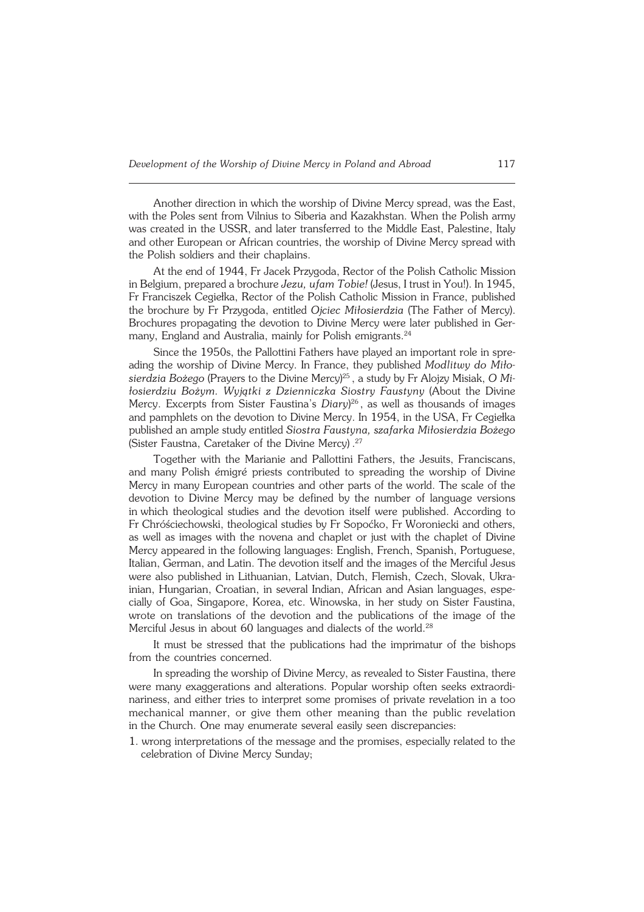Another direction in which the worship of Divine Mercy spread, was the East, with the Poles sent from Vilnius to Siberia and Kazakhstan. When the Polish army was created in the USSR, and later transferred to the Middle East, Palestine, Italy and other European or African countries, the worship of Divine Mercy spread with the Polish soldiers and their chaplains.

At the end of 1944, Fr Jacek Przygoda, Rector of the Polish Catholic Mission in Belgium, prepared a brochure *Jezu, ufam Tobie!* (Jesus, I trust in You!). In 1945, Fr Franciszek Cegiełka, Rector of the Polish Catholic Mission in France, published the brochure by Fr Przygoda, entitled *Ojciec Miłosierdzia* (The Father of Mercy). Brochures propagating the devotion to Divine Mercy were later published in Germany, England and Australia, mainly for Polish emigrants.[24]

Since the 1950s, the Pallottini Fathers have played an important role in spreading the worship of Divine Mercy. In France, they published *Modlitwy do Miłosierdzia Bożego* (Prayers to the Divine Mercy)[25], a study by Fr Alojzy Misiak, *O Miłosierdziu Bożym. Wyjątki z Dzienniczka Siostry Faustyny* (About the Divine Mercy. Excerpts from Sister Faustina's *Diary*)[26], as well as thousands of images and pamphlets on the devotion to Divine Mercy. In 1954, in the USA, Fr Cegiełka published an ample study entitled *Siostra Faustyna, szafarka Miłosierdzia Bożego* (Sister Faustna, Caretaker of the Divine Mercy).[27]

Together with the Marianie and Pallottini Fathers, the Jesuits, Franciscans, and many Polish émigré priests contributed to spreading the worship of Divine Mercy in many European countries and other parts of the world. The scale of the devotion to Divine Mercy may be defined by the number of language versions in which theological studies and the devotion itself were published. According to Fr Chróściechowski, theological studies by Fr Sopoćko, Fr Woroniecki and others, as well as images with the novena and chaplet or just with the chaplet of Divine Mercy appeared in the following languages: English, French, Spanish, Portuguese, Italian, German, and Latin. The devotion itself and the images of the Merciful Jesus were also published in Lithuanian, Latvian, Dutch, Flemish, Czech, Slovak, Ukrainian, Hungarian, Croatian, in several Indian, African and Asian languages, especially of Goa, Singapore, Korea, etc. Winowska, in her study on Sister Faustina, wrote on translations of the devotion and the publications of the image of the Merciful Jesus in about 60 languages and dialects of the world.[28]

It must be stressed that the publications had the imprimatur of the bishops from the countries concerned.

In spreading the worship of Divine Mercy, as revealed to Sister Faustina, there were many exaggerations and alterations. Popular worship often seeks extraordinariness, and either tries to interpret some promises of private revelation in a too mechanical manner, or give them other meaning than the public revelation in the Church. One may enumerate several easily seen discrepancies:

1. wrong interpretations of the message and the promises, especially related to the celebration of Divine Mercy Sunday;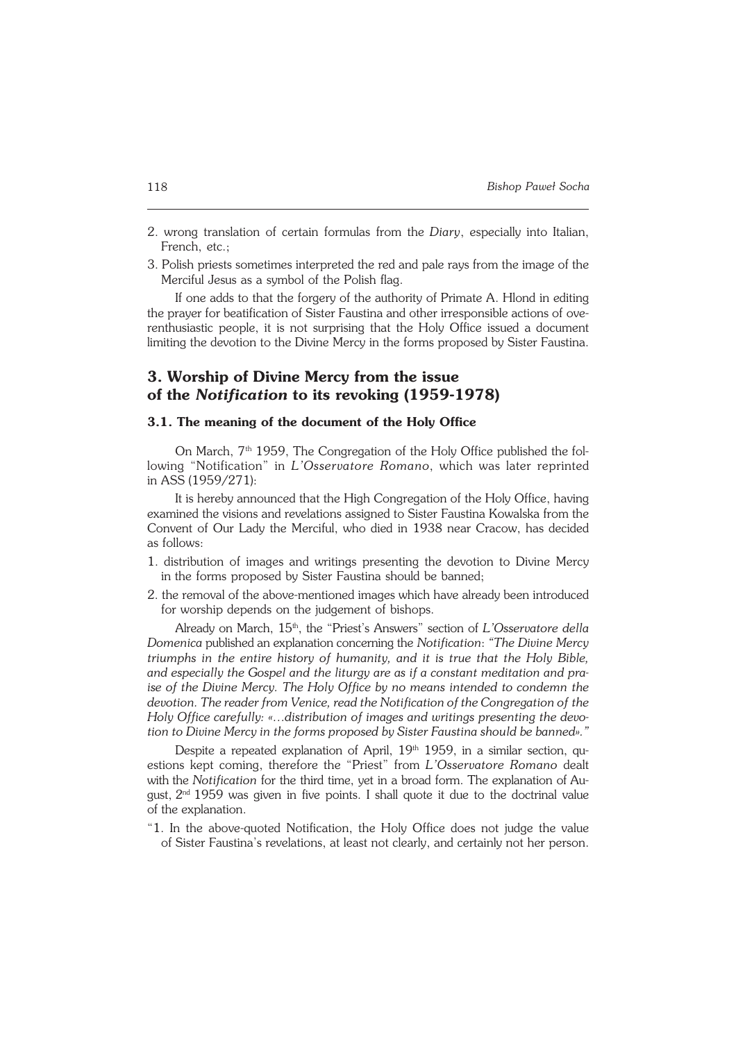2. wrong translation of certain formulas from the *Diary*, especially into Italian, French, etc.;
3. Polish priests sometimes interpreted the red and pale rays from the image of the Merciful Jesus as a symbol of the Polish flag.

If one adds to that the forgery of the authority of Primate A. Hlond in editing the prayer for beatification of Sister Faustina and other irresponsible actions of overenthusiastic people, it is not surprising that the Holy Office issued a document limiting the devotion to the Divine Mercy in the forms proposed by Sister Faustina.

## 3. Worship of Divine Mercy from the issue of the *Notification* to its revoking (1959-1978)

### 3.1. The meaning of the document of the Holy Office

On March, 7th 1959, The Congregation of the Holy Office published the following "Notification" in *L'Osservatore Romano*, which was later reprinted in ASS (1959/271):

It is hereby announced that the High Congregation of the Holy Office, having examined the visions and revelations assigned to Sister Faustina Kowalska from the Convent of Our Lady the Merciful, who died in 1938 near Cracow, has decided as follows:

1. distribution of images and writings presenting the devotion to Divine Mercy in the forms proposed by Sister Faustina should be banned;
2. the removal of the above-mentioned images which have already been introduced for worship depends on the judgement of bishops.

Already on March, 15th, the "Priest's Answers" section of *L'Osservatore della Domenica* published an explanation concerning the *Notification*: *"The Divine Mercy triumphs in the entire history of humanity, and it is true that the Holy Bible, and especially the Gospel and the liturgy are as if a constant meditation and praise of the Divine Mercy. The Holy Office by no means intended to condemn the devotion. The reader from Venice, read the Notification of the Congregation of the Holy Office carefully: «…distribution of images and writings presenting the devotion to Divine Mercy in the forms proposed by Sister Faustina should be banned»."*

Despite a repeated explanation of April, 19th 1959, in a similar section, questions kept coming, therefore the "Priest" from *L'Osservatore Romano* dealt with the *Notification* for the third time, yet in a broad form. The explanation of August, 2nd 1959 was given in five points. I shall quote it due to the doctrinal value of the explanation.

"1. In the above-quoted Notification, the Holy Office does not judge the value of Sister Faustina's revelations, at least not clearly, and certainly not her person.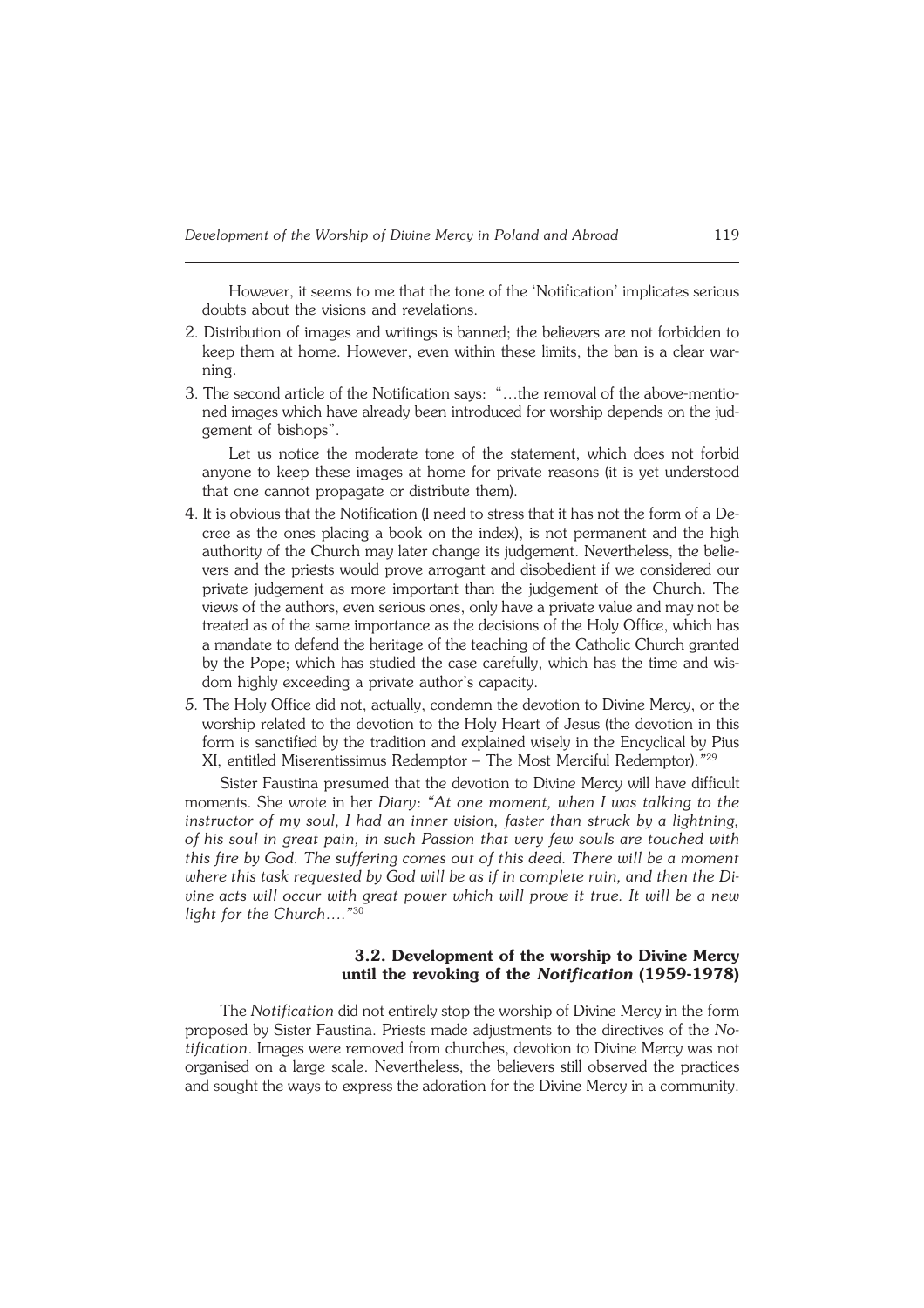However, it seems to me that the tone of the 'Notification' implicates serious doubts about the visions and revelations.

2. Distribution of images and writings is banned; the believers are not forbidden to keep them at home. However, even within these limits, the ban is a clear warning.
3. The second article of the Notification says: "…the removal of the above-mentioned images which have already been introduced for worship depends on the judgement of bishops".

   Let us notice the moderate tone of the statement, which does not forbid anyone to keep these images at home for private reasons (it is yet understood that one cannot propagate or distribute them).
4. It is obvious that the Notification (I need to stress that it has not the form of a Decree as the ones placing a book on the index), is not permanent and the high authority of the Church may later change its judgement. Nevertheless, the believers and the priests would prove arrogant and disobedient if we considered our private judgement as more important than the judgement of the Church. The views of the authors, even serious ones, only have a private value and may not be treated as of the same importance as the decisions of the Holy Office, which has a mandate to defend the heritage of the teaching of the Catholic Church granted by the Pope; which has studied the case carefully, which has the time and wisdom highly exceeding a private author's capacity.
5. The Holy Office did not, actually, condemn the devotion to Divine Mercy, or the worship related to the devotion to the Holy Heart of Jesus (the devotion in this form is sanctified by the tradition and explained wisely in the Encyclical by Pius XI, entitled Miserentissimus Redemptor – The Most Merciful Redemptor)."[29]

Sister Faustina presumed that the devotion to Divine Mercy will have difficult moments. She wrote in her *Diary*: *"At one moment, when I was talking to the instructor of my soul, I had an inner vision, faster than struck by a lightning, of his soul in great pain, in such Passion that very few souls are touched with this fire by God. The suffering comes out of this deed. There will be a moment where this task requested by God will be as if in complete ruin, and then the Divine acts will occur with great power which will prove it true. It will be a new light for the Church…."*[30]

### 3.2. Development of the worship to Divine Mercy until the revoking of the *Notification* (1959-1978)

The *Notification* did not entirely stop the worship of Divine Mercy in the form proposed by Sister Faustina. Priests made adjustments to the directives of the *Notification*. Images were removed from churches, devotion to Divine Mercy was not organised on a large scale. Nevertheless, the believers still observed the practices and sought the ways to express the adoration for the Divine Mercy in a community.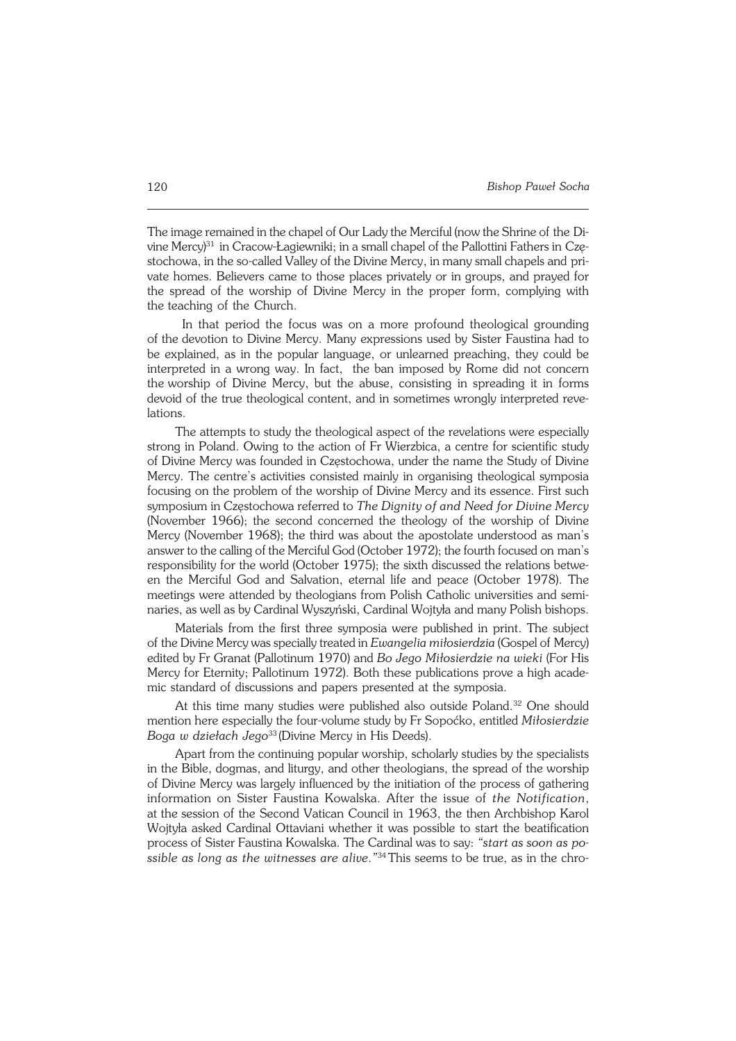The image remained in the chapel of Our Lady the Merciful (now the Shrine of the Divine Mercy)[31] in Cracow-Łagiewniki; in a small chapel of the Pallottini Fathers in Częstochowa, in the so-called Valley of the Divine Mercy, in many small chapels and private homes. Believers came to those places privately or in groups, and prayed for the spread of the worship of Divine Mercy in the proper form, complying with the teaching of the Church.

In that period the focus was on a more profound theological grounding of the devotion to Divine Mercy. Many expressions used by Sister Faustina had to be explained, as in the popular language, or unlearned preaching, they could be interpreted in a wrong way. In fact, the ban imposed by Rome did not concern the worship of Divine Mercy, but the abuse, consisting in spreading it in forms devoid of the true theological content, and in sometimes wrongly interpreted revelations.

The attempts to study the theological aspect of the revelations were especially strong in Poland. Owing to the action of Fr Wierzbica, a centre for scientific study of Divine Mercy was founded in Częstochowa, under the name the Study of Divine Mercy. The centre's activities consisted mainly in organising theological symposia focusing on the problem of the worship of Divine Mercy and its essence. First such symposium in Częstochowa referred to *The Dignity of and Need for Divine Mercy* (November 1966); the second concerned the theology of the worship of Divine Mercy (November 1968); the third was about the apostolate understood as man's answer to the calling of the Merciful God (October 1972); the fourth focused on man's responsibility for the world (October 1975); the sixth discussed the relations between the Merciful God and Salvation, eternal life and peace (October 1978). The meetings were attended by theologians from Polish Catholic universities and seminaries, as well as by Cardinal Wyszyński, Cardinal Wojtyła and many Polish bishops.

Materials from the first three symposia were published in print. The subject of the Divine Mercy was specially treated in *Ewangelia miłosierdzia* (Gospel of Mercy) edited by Fr Granat (Pallotinum 1970) and *Bo Jego Miłosierdzie na wieki* (For His Mercy for Eternity; Pallotinum 1972). Both these publications prove a high academic standard of discussions and papers presented at the symposia.

At this time many studies were published also outside Poland.[32] One should mention here especially the four-volume study by Fr Sopoćko, entitled *Miłosierdzie Boga w dziełach Jego*[33] (Divine Mercy in His Deeds).

Apart from the continuing popular worship, scholarly studies by the specialists in the Bible, dogmas, and liturgy, and other theologians, the spread of the worship of Divine Mercy was largely influenced by the initiation of the process of gathering information on Sister Faustina Kowalska. After the issue of *the Notification*, at the session of the Second Vatican Council in 1963, the then Archbishop Karol Wojtyła asked Cardinal Ottaviani whether it was possible to start the beatification process of Sister Faustina Kowalska. The Cardinal was to say: *"start as soon as possible as long as the witnesses are alive."*[34] This seems to be true, as in the chro-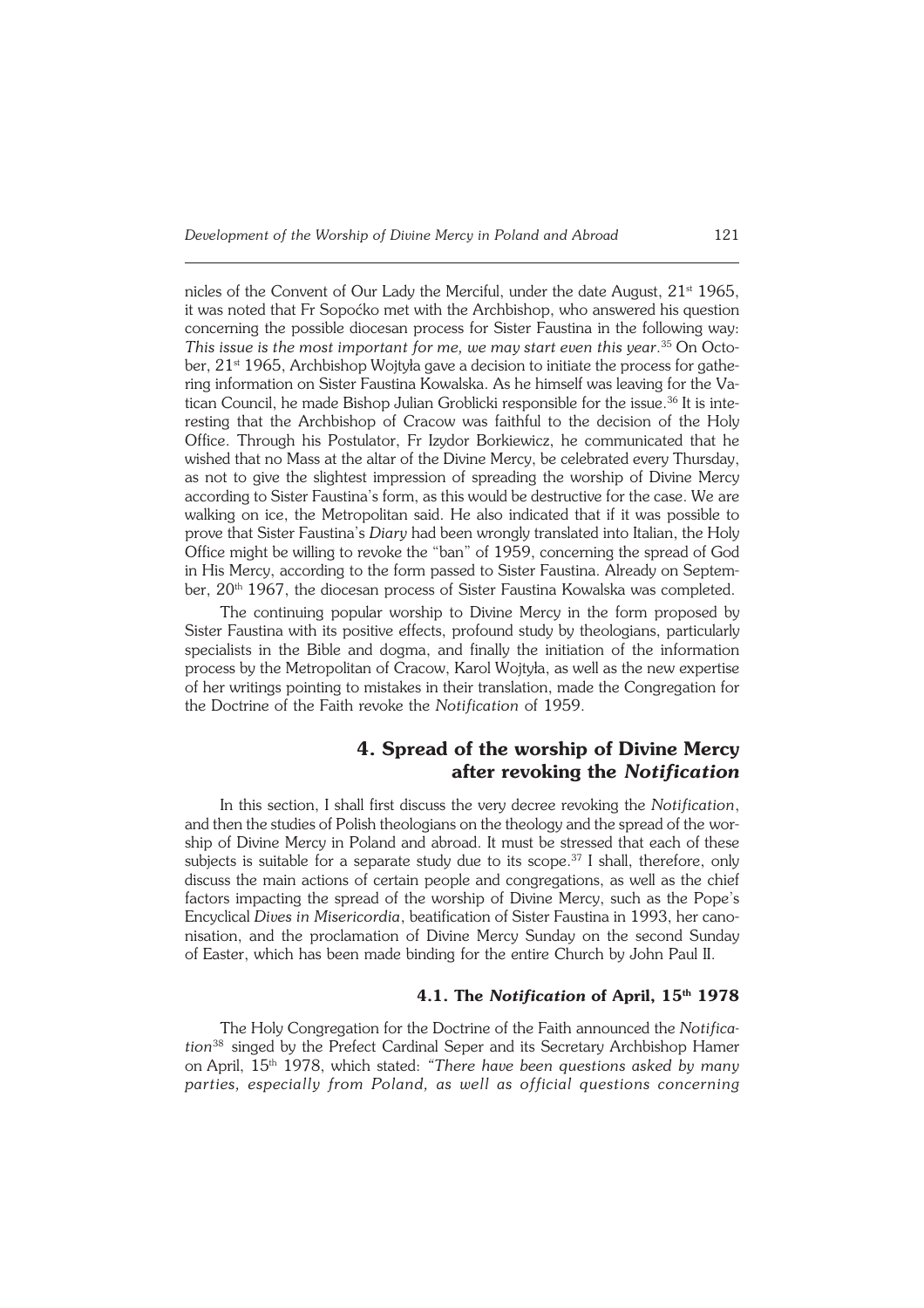nicles of the Convent of Our Lady the Merciful, under the date August, 21st 1965, it was noted that Fr Sopoćko met with the Archbishop, who answered his question concerning the possible diocesan process for Sister Faustina in the following way: *This issue is the most important for me, we may start even this year*.[35] On October, 21st 1965, Archbishop Wojtyła gave a decision to initiate the process for gathering information on Sister Faustina Kowalska. As he himself was leaving for the Vatican Council, he made Bishop Julian Groblicki responsible for the issue.[36] It is interesting that the Archbishop of Cracow was faithful to the decision of the Holy Office. Through his Postulator, Fr Izydor Borkiewicz, he communicated that he wished that no Mass at the altar of the Divine Mercy, be celebrated every Thursday, as not to give the slightest impression of spreading the worship of Divine Mercy according to Sister Faustina's form, as this would be destructive for the case. We are walking on ice, the Metropolitan said. He also indicated that if it was possible to prove that Sister Faustina's *Diary* had been wrongly translated into Italian, the Holy Office might be willing to revoke the "ban" of 1959, concerning the spread of God in His Mercy, according to the form passed to Sister Faustina. Already on September, 20th 1967, the diocesan process of Sister Faustina Kowalska was completed.

The continuing popular worship to Divine Mercy in the form proposed by Sister Faustina with its positive effects, profound study by theologians, particularly specialists in the Bible and dogma, and finally the initiation of the information process by the Metropolitan of Cracow, Karol Wojtyła, as well as the new expertise of her writings pointing to mistakes in their translation, made the Congregation for the Doctrine of the Faith revoke the *Notification* of 1959.

## 4. Spread of the worship of Divine Mercy after revoking the *Notification*

In this section, I shall first discuss the very decree revoking the *Notification*, and then the studies of Polish theologians on the theology and the spread of the worship of Divine Mercy in Poland and abroad. It must be stressed that each of these subjects is suitable for a separate study due to its scope.[37] I shall, therefore, only discuss the main actions of certain people and congregations, as well as the chief factors impacting the spread of the worship of Divine Mercy, such as the Pope's Encyclical *Dives in Misericordia*, beatification of Sister Faustina in 1993, her canonisation, and the proclamation of Divine Mercy Sunday on the second Sunday of Easter, which has been made binding for the entire Church by John Paul II.

### 4.1. The *Notification* of April, 15th 1978

The Holy Congregation for the Doctrine of the Faith announced the *Notification*[38] singed by the Prefect Cardinal Seper and its Secretary Archbishop Hamer on April, 15th 1978, which stated: *"There have been questions asked by many parties, especially from Poland, as well as official questions concerning*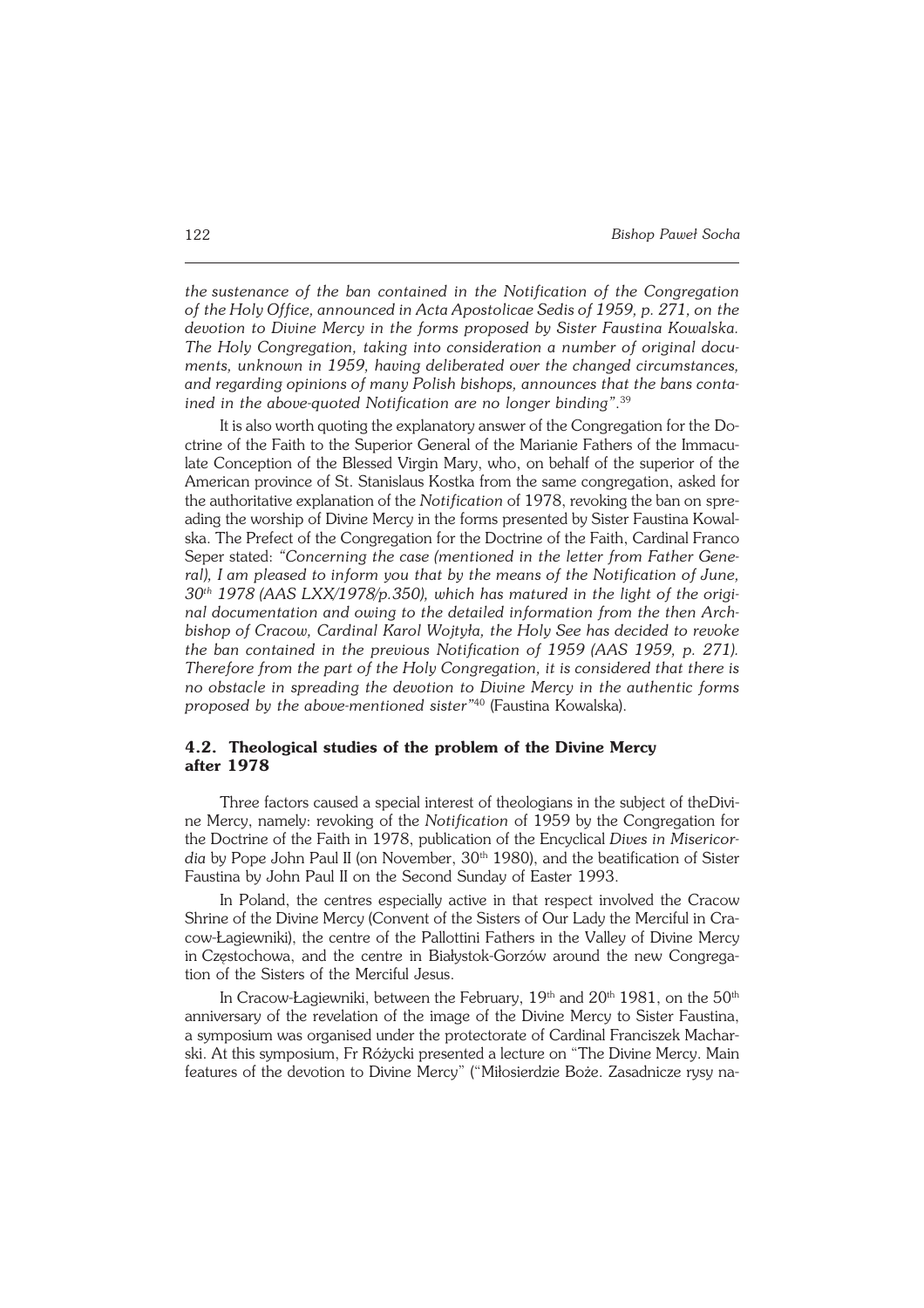*the sustenance of the ban contained in the Notification of the Congregation of the Holy Office, announced in Acta Apostolicae Sedis of 1959, p. 271, on the devotion to Divine Mercy in the forms proposed by Sister Faustina Kowalska. The Holy Congregation, taking into consideration a number of original documents, unknown in 1959, having deliberated over the changed circumstances, and regarding opinions of many Polish bishops, announces that the bans contained in the above-quoted Notification are no longer binding".*[39]

It is also worth quoting the explanatory answer of the Congregation for the Doctrine of the Faith to the Superior General of the Marianie Fathers of the Immaculate Conception of the Blessed Virgin Mary, who, on behalf of the superior of the American province of St. Stanislaus Kostka from the same congregation, asked for the authoritative explanation of the *Notification* of 1978, revoking the ban on spreading the worship of Divine Mercy in the forms presented by Sister Faustina Kowalska. The Prefect of the Congregation for the Doctrine of the Faith, Cardinal Franco Seper stated: *"Concerning the case (mentioned in the letter from Father General), I am pleased to inform you that by the means of the Notification of June, 30th 1978 (AAS LXX/1978/p.350), which has matured in the light of the original documentation and owing to the detailed information from the then Archbishop of Cracow, Cardinal Karol Wojtyła, the Holy See has decided to revoke the ban contained in the previous Notification of 1959 (AAS 1959, p. 271). Therefore from the part of the Holy Congregation, it is considered that there is no obstacle in spreading the devotion to Divine Mercy in the authentic forms proposed by the above-mentioned sister"*[40] (Faustina Kowalska).

### 4.2. Theological studies of the problem of the Divine Mercy after 1978

Three factors caused a special interest of theologians in the subject of theDivine Mercy, namely: revoking of the *Notification* of 1959 by the Congregation for the Doctrine of the Faith in 1978, publication of the Encyclical *Dives in Misericordia* by Pope John Paul II (on November, 30th 1980), and the beatification of Sister Faustina by John Paul II on the Second Sunday of Easter 1993.

In Poland, the centres especially active in that respect involved the Cracow Shrine of the Divine Mercy (Convent of the Sisters of Our Lady the Merciful in Cracow-Łagiewniki), the centre of the Pallottini Fathers in the Valley of Divine Mercy in Częstochowa, and the centre in Białystok-Gorzów around the new Congregation of the Sisters of the Merciful Jesus.

In Cracow-Łagiewniki, between the February, 19th and 20th 1981, on the 50th anniversary of the revelation of the image of the Divine Mercy to Sister Faustina, a symposium was organised under the protectorate of Cardinal Franciszek Macharski. At this symposium, Fr Różycki presented a lecture on "The Divine Mercy. Main features of the devotion to Divine Mercy" ("Miłosierdzie Boże. Zasadnicze rysy na-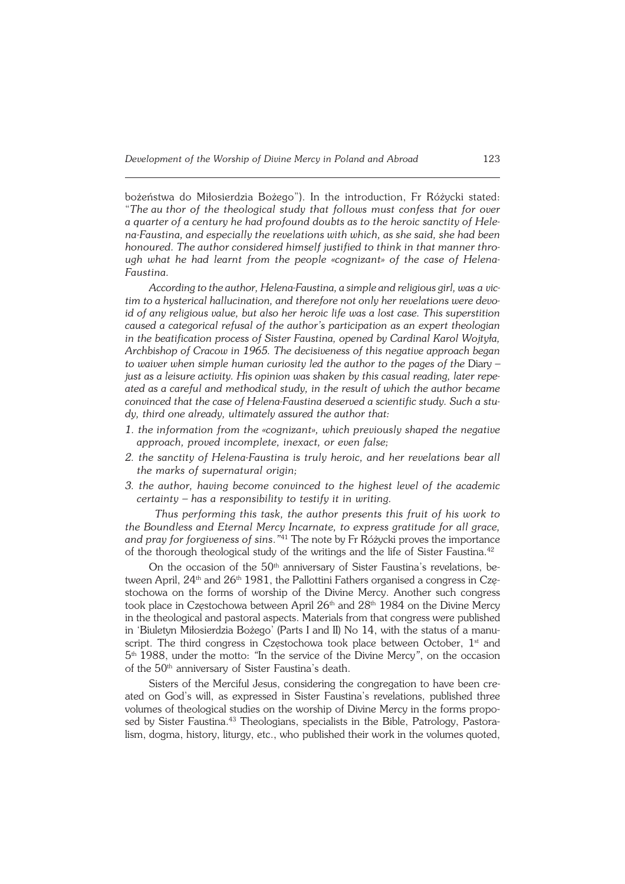bożeństwa do Miłosierdzia Bożego"). In the introduction, Fr Różycki stated: "*The au thor of the theological study that follows must confess that for over a quarter of a century he had profound doubts as to the heroic sanctity of Helena-Faustina, and especially the revelations with which, as she said, she had been honoured. The author considered himself justified to think in that manner through what he had learnt from the people «cognizant» of the case of Helena-Faustina.*

*According to the author, Helena-Faustina, a simple and religious girl, was a victim to a hysterical hallucination, and therefore not only her revelations were devoid of any religious value, but also her heroic life was a lost case. This superstition caused a categorical refusal of the author's participation as an expert theologian in the beatification process of Sister Faustina, opened by Cardinal Karol Wojtyła, Archbishop of Cracow in 1965. The decisiveness of this negative approach began to waiver when simple human curiosity led the author to the pages of the* Diary *– just as a leisure activity. His opinion was shaken by this casual reading, later repeated as a careful and methodical study, in the result of which the author became convinced that the case of Helena-Faustina deserved a scientific study. Such a study, third one already, ultimately assured the author that:*

*1. the information from the «cognizant», which previously shaped the negative approach, proved incomplete, inexact, or even false;*
*2. the sanctity of Helena-Faustina is truly heroic, and her revelations bear all the marks of supernatural origin;*
*3. the author, having become convinced to the highest level of the academic certainty – has a responsibility to testify it in writing.*

*Thus performing this task, the author presents this fruit of his work to the Boundless and Eternal Mercy Incarnate, to express gratitude for all grace, and pray for forgiveness of sins.*"[41] The note by Fr Różycki proves the importance of the thorough theological study of the writings and the life of Sister Faustina.[42]

On the occasion of the 50th anniversary of Sister Faustina's revelations, between April, 24th and 26th 1981, the Pallottini Fathers organised a congress in Częstochowa on the forms of worship of the Divine Mercy. Another such congress took place in Częstochowa between April 26th and 28th 1984 on the Divine Mercy in the theological and pastoral aspects. Materials from that congress were published in 'Biuletyn Miłosierdzia Bożego' (Parts I and II) No 14, with the status of a manuscript. The third congress in Częstochowa took place between October, 1st and 5th 1988, under the motto: "In the service of the Divine Mercy", on the occasion of the 50th anniversary of Sister Faustina's death.

Sisters of the Merciful Jesus, considering the congregation to have been created on God's will, as expressed in Sister Faustina's revelations, published three volumes of theological studies on the worship of Divine Mercy in the forms proposed by Sister Faustina.[43] Theologians, specialists in the Bible, Patrology, Pastoralism, dogma, history, liturgy, etc., who published their work in the volumes quoted,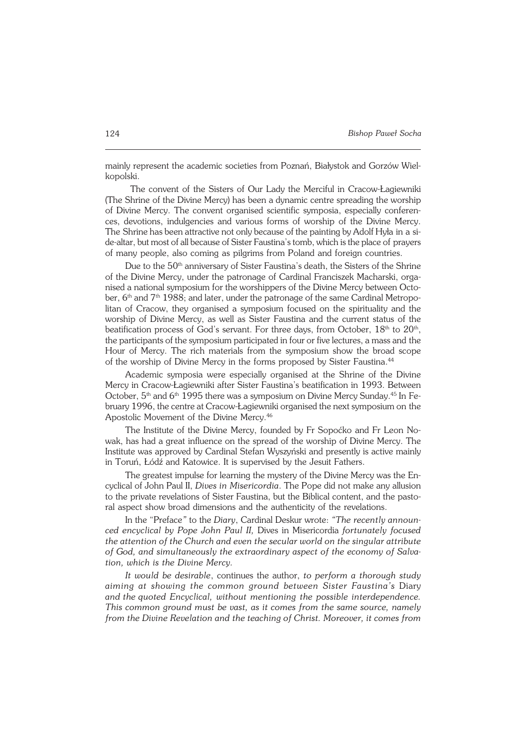mainly represent the academic societies from Poznań, Białystok and Gorzów Wielkopolski.

The convent of the Sisters of Our Lady the Merciful in Cracow-Łagiewniki (The Shrine of the Divine Mercy) has been a dynamic centre spreading the worship of Divine Mercy. The convent organised scientific symposia, especially conferences, devotions, indulgencies and various forms of worship of the Divine Mercy. The Shrine has been attractive not only because of the painting by Adolf Hyła in a side-altar, but most of all because of Sister Faustina's tomb, which is the place of prayers of many people, also coming as pilgrims from Poland and foreign countries.

Due to the 50th anniversary of Sister Faustina's death, the Sisters of the Shrine of the Divine Mercy, under the patronage of Cardinal Franciszek Macharski, organised a national symposium for the worshippers of the Divine Mercy between October, 6th and 7th 1988; and later, under the patronage of the same Cardinal Metropolitan of Cracow, they organised a symposium focused on the spirituality and the worship of Divine Mercy, as well as Sister Faustina and the current status of the beatification process of God's servant. For three days, from October, 18th to 20th, the participants of the symposium participated in four or five lectures, a mass and the Hour of Mercy. The rich materials from the symposium show the broad scope of the worship of Divine Mercy in the forms proposed by Sister Faustina.[44]

Academic symposia were especially organised at the Shrine of the Divine Mercy in Cracow-Łagiewniki after Sister Faustina's beatification in 1993. Between October, 5th and 6th 1995 there was a symposium on Divine Mercy Sunday.[45] In February 1996, the centre at Cracow-Łagiewniki organised the next symposium on the Apostolic Movement of the Divine Mercy.[46]

The Institute of the Divine Mercy, founded by Fr Sopoćko and Fr Leon Nowak, has had a great influence on the spread of the worship of Divine Mercy. The Institute was approved by Cardinal Stefan Wyszyński and presently is active mainly in Toruń, Łódź and Katowice. It is supervised by the Jesuit Fathers.

The greatest impulse for learning the mystery of the Divine Mercy was the Encyclical of John Paul II, *Dives in Misericordia*. The Pope did not make any allusion to the private revelations of Sister Faustina, but the Biblical content, and the pastoral aspect show broad dimensions and the authenticity of the revelations.

In the "Preface" to the *Diary*, Cardinal Deskur wrote: *"The recently announced encyclical by Pope John Paul II,* Dives in Misericordia *fortunately focused the attention of the Church and even the secular world on the singular attribute of God, and simultaneously the extraordinary aspect of the economy of Salvation, which is the Divine Mercy.*

*It would be desirable*, continues the author, *to perform a thorough study aiming at showing the common ground between Sister Faustina's* Diary *and the quoted Encyclical, without mentioning the possible interdependence. This common ground must be vast, as it comes from the same source, namely from the Divine Revelation and the teaching of Christ. Moreover, it comes from*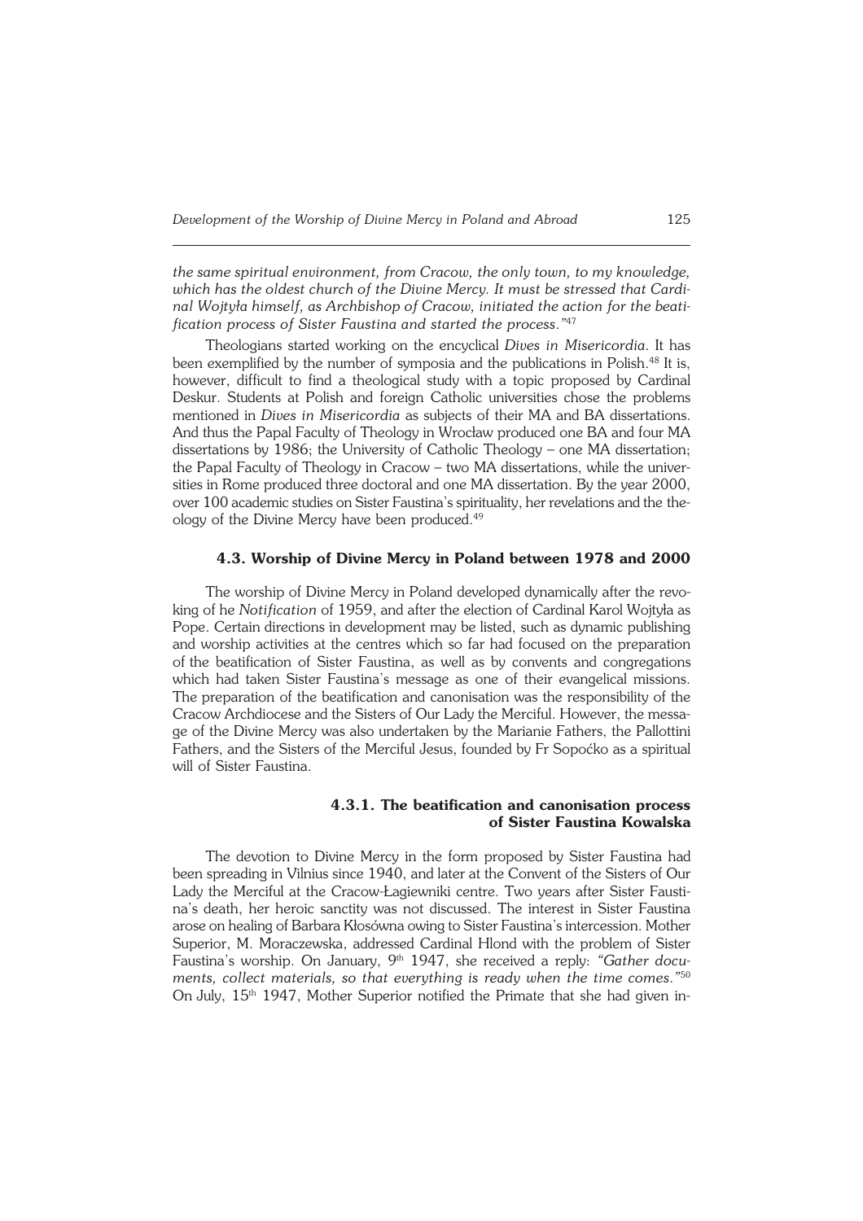*the same spiritual environment, from Cracow, the only town, to my knowledge, which has the oldest church of the Divine Mercy. It must be stressed that Cardinal Wojtyła himself, as Archbishop of Cracow, initiated the action for the beatification process of Sister Faustina and started the process."*[47]

Theologians started working on the encyclical *Dives in Misericordia*. It has been exemplified by the number of symposia and the publications in Polish.[48] It is, however, difficult to find a theological study with a topic proposed by Cardinal Deskur. Students at Polish and foreign Catholic universities chose the problems mentioned in *Dives in Misericordia* as subjects of their MA and BA dissertations. And thus the Papal Faculty of Theology in Wrocław produced one BA and four MA dissertations by 1986; the University of Catholic Theology – one MA dissertation; the Papal Faculty of Theology in Cracow – two MA dissertations, while the universities in Rome produced three doctoral and one MA dissertation. By the year 2000, over 100 academic studies on Sister Faustina's spirituality, her revelations and the theology of the Divine Mercy have been produced.[49]

### 4.3. Worship of Divine Mercy in Poland between 1978 and 2000

The worship of Divine Mercy in Poland developed dynamically after the revoking of he *Notification* of 1959, and after the election of Cardinal Karol Wojtyła as Pope. Certain directions in development may be listed, such as dynamic publishing and worship activities at the centres which so far had focused on the preparation of the beatification of Sister Faustina, as well as by convents and congregations which had taken Sister Faustina's message as one of their evangelical missions. The preparation of the beatification and canonisation was the responsibility of the Cracow Archdiocese and the Sisters of Our Lady the Merciful. However, the message of the Divine Mercy was also undertaken by the Marianie Fathers, the Pallottini Fathers, and the Sisters of the Merciful Jesus, founded by Fr Sopoćko as a spiritual will of Sister Faustina.

#### 4.3.1. The beatification and canonisation process of Sister Faustina Kowalska

The devotion to Divine Mercy in the form proposed by Sister Faustina had been spreading in Vilnius since 1940, and later at the Convent of the Sisters of Our Lady the Merciful at the Cracow-Łagiewniki centre. Two years after Sister Faustina's death, her heroic sanctity was not discussed. The interest in Sister Faustina arose on healing of Barbara Kłosówna owing to Sister Faustina's intercession. Mother Superior, M. Moraczewska, addressed Cardinal Hlond with the problem of Sister Faustina's worship. On January, 9th 1947, she received a reply: *"Gather documents, collect materials, so that everything is ready when the time comes."*[50] On July, 15th 1947, Mother Superior notified the Primate that she had given in-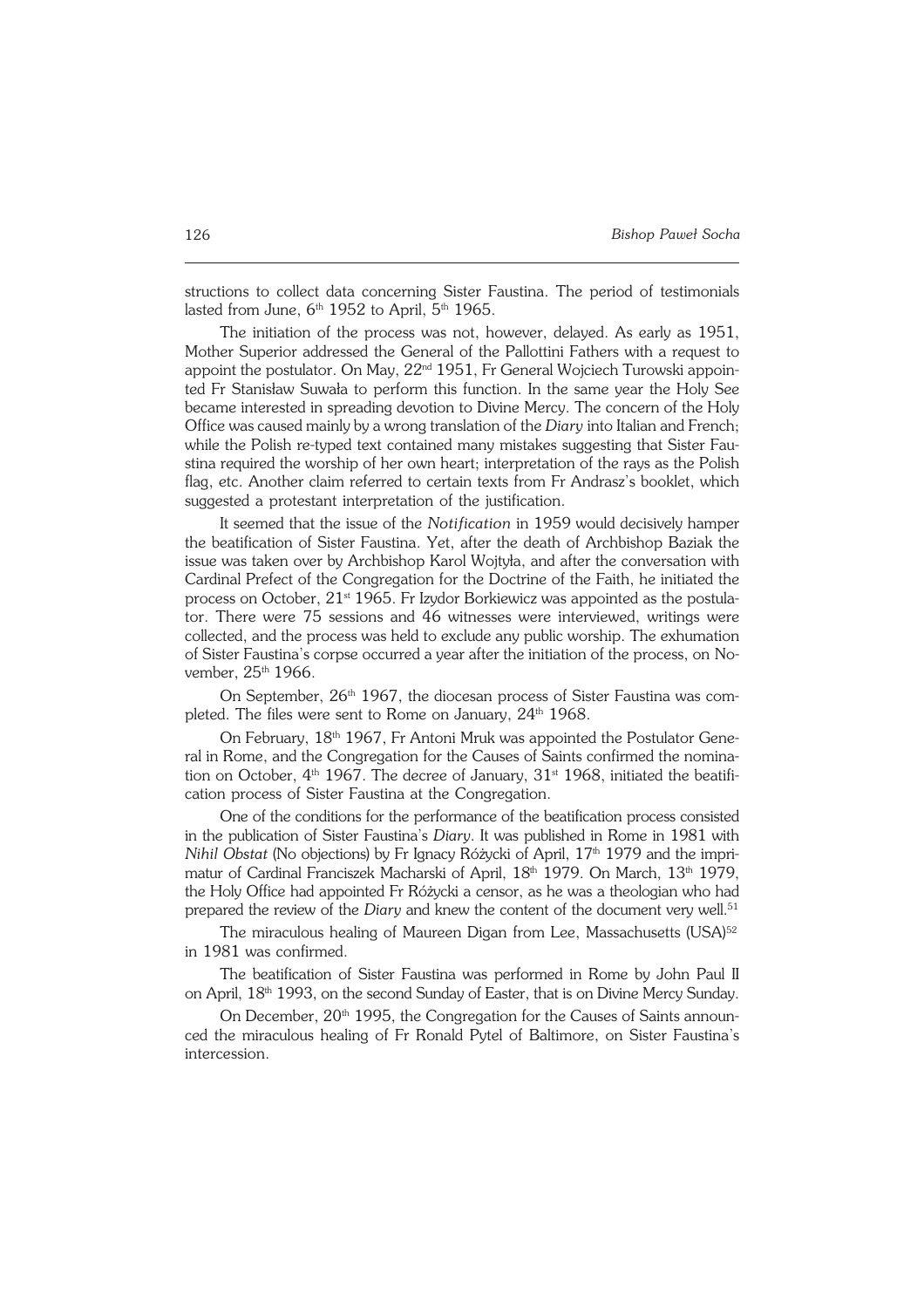structions to collect data concerning Sister Faustina. The period of testimonials lasted from June, 6th 1952 to April, 5th 1965.

The initiation of the process was not, however, delayed. As early as 1951, Mother Superior addressed the General of the Pallottini Fathers with a request to appoint the postulator. On May, 22nd 1951, Fr General Wojciech Turowski appointed Fr Stanisław Suwała to perform this function. In the same year the Holy See became interested in spreading devotion to Divine Mercy. The concern of the Holy Office was caused mainly by a wrong translation of the *Diary* into Italian and French; while the Polish re-typed text contained many mistakes suggesting that Sister Faustina required the worship of her own heart; interpretation of the rays as the Polish flag, etc. Another claim referred to certain texts from Fr Andrasz's booklet, which suggested a protestant interpretation of the justification.

It seemed that the issue of the *Notification* in 1959 would decisively hamper the beatification of Sister Faustina. Yet, after the death of Archbishop Baziak the issue was taken over by Archbishop Karol Wojtyła, and after the conversation with Cardinal Prefect of the Congregation for the Doctrine of the Faith, he initiated the process on October, 21st 1965. Fr Izydor Borkiewicz was appointed as the postulator. There were 75 sessions and 46 witnesses were interviewed, writings were collected, and the process was held to exclude any public worship. The exhumation of Sister Faustina's corpse occurred a year after the initiation of the process, on November, 25th 1966.

On September, 26th 1967, the diocesan process of Sister Faustina was completed. The files were sent to Rome on January, 24th 1968.

On February, 18th 1967, Fr Antoni Mruk was appointed the Postulator General in Rome, and the Congregation for the Causes of Saints confirmed the nomination on October, 4th 1967. The decree of January, 31st 1968, initiated the beatification process of Sister Faustina at the Congregation.

One of the conditions for the performance of the beatification process consisted in the publication of Sister Faustina's *Diary*. It was published in Rome in 1981 with *Nihil Obstat* (No objections) by Fr Ignacy Różycki of April, 17th 1979 and the imprimatur of Cardinal Franciszek Macharski of April, 18th 1979. On March, 13th 1979, the Holy Office had appointed Fr Różycki a censor, as he was a theologian who had prepared the review of the *Diary* and knew the content of the document very well.[51]

The miraculous healing of Maureen Digan from Lee, Massachusetts (USA)[52] in 1981 was confirmed.

The beatification of Sister Faustina was performed in Rome by John Paul II on April, 18th 1993, on the second Sunday of Easter, that is on Divine Mercy Sunday.

On December, 20th 1995, the Congregation for the Causes of Saints announced the miraculous healing of Fr Ronald Pytel of Baltimore, on Sister Faustina's intercession.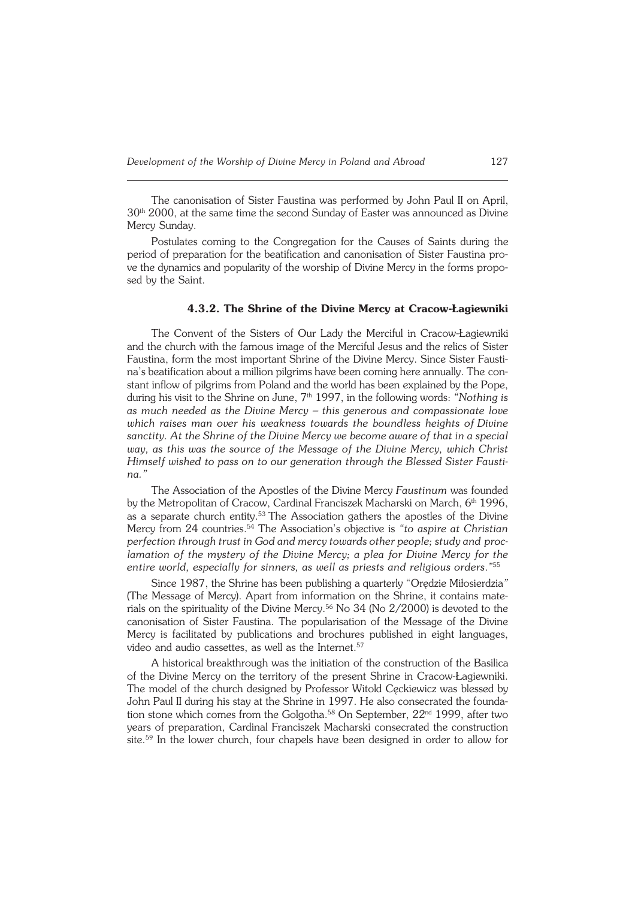The canonisation of Sister Faustina was performed by John Paul II on April, 30th 2000, at the same time the second Sunday of Easter was announced as Divine Mercy Sunday.

Postulates coming to the Congregation for the Causes of Saints during the period of preparation for the beatification and canonisation of Sister Faustina prove the dynamics and popularity of the worship of Divine Mercy in the forms proposed by the Saint.

### 4.3.2. The Shrine of the Divine Mercy at Cracow-Łagiewniki

The Convent of the Sisters of Our Lady the Merciful in Cracow-Łagiewniki and the church with the famous image of the Merciful Jesus and the relics of Sister Faustina, form the most important Shrine of the Divine Mercy. Since Sister Faustina's beatification about a million pilgrims have been coming here annually. The constant inflow of pilgrims from Poland and the world has been explained by the Pope, during his visit to the Shrine on June, 7th 1997, in the following words: *"Nothing is as much needed as the Divine Mercy – this generous and compassionate love which raises man over his weakness towards the boundless heights of Divine sanctity. At the Shrine of the Divine Mercy we become aware of that in a special way, as this was the source of the Message of the Divine Mercy, which Christ Himself wished to pass on to our generation through the Blessed Sister Faustina."*

The Association of the Apostles of the Divine Mercy *Faustinum* was founded by the Metropolitan of Cracow, Cardinal Franciszek Macharski on March, 6th 1996, as a separate church entity.[53] The Association gathers the apostles of the Divine Mercy from 24 countries.[54] The Association's objective is *"to aspire at Christian perfection through trust in God and mercy towards other people; study and proclamation of the mystery of the Divine Mercy; a plea for Divine Mercy for the entire world, especially for sinners, as well as priests and religious orders."*[55]

Since 1987, the Shrine has been publishing a quarterly "Orędzie Miłosierdzia" (The Message of Mercy). Apart from information on the Shrine, it contains materials on the spirituality of the Divine Mercy.[56] No 34 (No 2/2000) is devoted to the canonisation of Sister Faustina. The popularisation of the Message of the Divine Mercy is facilitated by publications and brochures published in eight languages, video and audio cassettes, as well as the Internet.[57]

A historical breakthrough was the initiation of the construction of the Basilica of the Divine Mercy on the territory of the present Shrine in Cracow-Łagiewniki. The model of the church designed by Professor Witold Cęckiewicz was blessed by John Paul II during his stay at the Shrine in 1997. He also consecrated the foundation stone which comes from the Golgotha.[58] On September, 22nd 1999, after two years of preparation, Cardinal Franciszek Macharski consecrated the construction site.[59] In the lower church, four chapels have been designed in order to allow for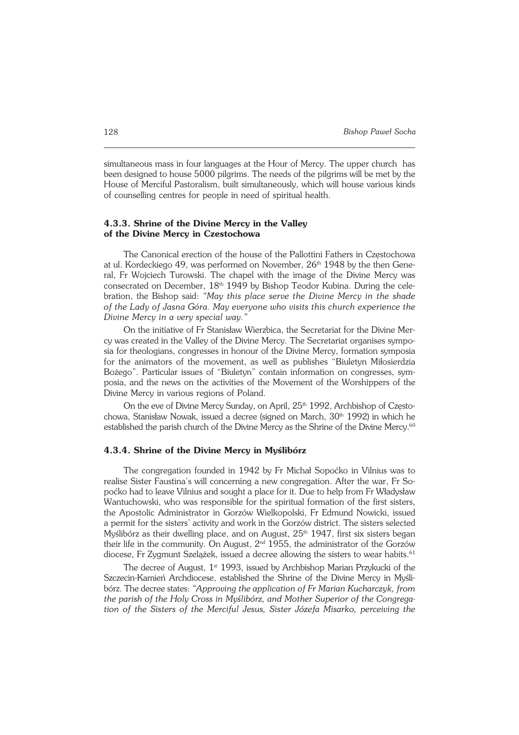simultaneous mass in four languages at the Hour of Mercy. The upper church has been designed to house 5000 pilgrims. The needs of the pilgrims will be met by the House of Merciful Pastoralism, built simultaneously, which will house various kinds of counselling centres for people in need of spiritual health.

#### 4.3.3. Shrine of the Divine Mercy in the Valley of the Divine Mercy in Czestochowa

The Canonical erection of the house of the Pallottini Fathers in Częstochowa at ul. Kordeckiego 49, was performed on November, 26th 1948 by the then General, Fr Wojciech Turowski. The chapel with the image of the Divine Mercy was consecrated on December, 18th 1949 by Bishop Teodor Kubina. During the celebration, the Bishop said: *"May this place serve the Divine Mercy in the shade of the Lady of Jasna Góra. May everyone who visits this church experience the Divine Mercy in a very special way."*

On the initiative of Fr Stanisław Wierzbica, the Secretariat for the Divine Mercy was created in the Valley of the Divine Mercy. The Secretariat organises symposia for theologians, congresses in honour of the Divine Mercy, formation symposia for the animators of the movement, as well as publishes "Biuletyn Miłosierdzia Bożego". Particular issues of "Biuletyn" contain information on congresses, symposia, and the news on the activities of the Movement of the Worshippers of the Divine Mercy in various regions of Poland.

On the eve of Divine Mercy Sunday, on April, 25th 1992, Archbishop of Częstochowa, Stanisław Nowak, issued a decree (signed on March, 30th 1992) in which he established the parish church of the Divine Mercy as the Shrine of the Divine Mercy.[60]

#### 4.3.4. Shrine of the Divine Mercy in Myślibórz

The congregation founded in 1942 by Fr Michał Sopoćko in Vilnius was to realise Sister Faustina's will concerning a new congregation. After the war, Fr Sopoćko had to leave Vilnius and sought a place for it. Due to help from Fr Władysław Wantuchowski, who was responsible for the spiritual formation of the first sisters, the Apostolic Administrator in Gorzów Wielkopolski, Fr Edmund Nowicki, issued a permit for the sisters' activity and work in the Gorzów district. The sisters selected Myślibórz as their dwelling place, and on August, 25th 1947, first six sisters began their life in the community. On August, 2nd 1955, the administrator of the Gorzów diocese, Fr Zygmunt Szelążek, issued a decree allowing the sisters to wear habits.[61]

The decree of August, 1st 1993, issued by Archbishop Marian Przykucki of the Szczecin-Kamień Archdiocese, established the Shrine of the Divine Mercy in Myślibórz. The decree states: *"Approving the application of Fr Marian Kucharczyk, from the parish of the Holy Cross in Myślibórz, and Mother Superior of the Congregation of the Sisters of the Merciful Jesus, Sister Józefa Misarko, perceiving the*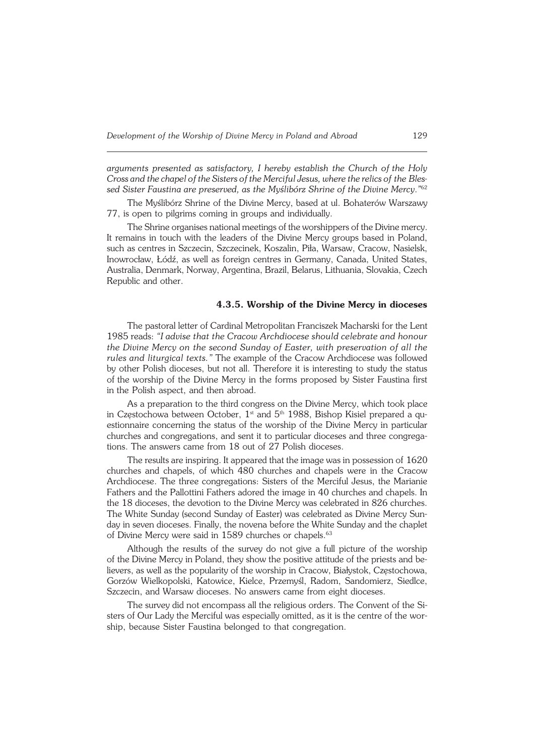*arguments presented as satisfactory, I hereby establish the Church of the Holy Cross and the chapel of the Sisters of the Merciful Jesus, where the relics of the Blessed Sister Faustina are preserved, as the Myślibórz Shrine of the Divine Mercy."*[62]

The Myślibórz Shrine of the Divine Mercy, based at ul. Bohaterów Warszawy 77, is open to pilgrims coming in groups and individually.

The Shrine organises national meetings of the worshippers of the Divine mercy. It remains in touch with the leaders of the Divine Mercy groups based in Poland, such as centres in Szczecin, Szczecinek, Koszalin, Piła, Warsaw, Cracow, Nasielsk, Inowrocław, Łódź, as well as foreign centres in Germany, Canada, United States, Australia, Denmark, Norway, Argentina, Brazil, Belarus, Lithuania, Slovakia, Czech Republic and other.

### 4.3.5. Worship of the Divine Mercy in dioceses

The pastoral letter of Cardinal Metropolitan Franciszek Macharski for the Lent 1985 reads: *"I advise that the Cracow Archdiocese should celebrate and honour the Divine Mercy on the second Sunday of Easter, with preservation of all the rules and liturgical texts."* The example of the Cracow Archdiocese was followed by other Polish dioceses, but not all. Therefore it is interesting to study the status of the worship of the Divine Mercy in the forms proposed by Sister Faustina first in the Polish aspect, and then abroad.

As a preparation to the third congress on the Divine Mercy, which took place in Częstochowa between October, 1st and 5th 1988, Bishop Kisiel prepared a questionnaire concerning the status of the worship of the Divine Mercy in particular churches and congregations, and sent it to particular dioceses and three congregations. The answers came from 18 out of 27 Polish dioceses.

The results are inspiring. It appeared that the image was in possession of 1620 churches and chapels, of which 480 churches and chapels were in the Cracow Archdiocese. The three congregations: Sisters of the Merciful Jesus, the Marianie Fathers and the Pallottini Fathers adored the image in 40 churches and chapels. In the 18 dioceses, the devotion to the Divine Mercy was celebrated in 826 churches. The White Sunday (second Sunday of Easter) was celebrated as Divine Mercy Sunday in seven dioceses. Finally, the novena before the White Sunday and the chaplet of Divine Mercy were said in 1589 churches or chapels.[63]

Although the results of the survey do not give a full picture of the worship of the Divine Mercy in Poland, they show the positive attitude of the priests and believers, as well as the popularity of the worship in Cracow, Białystok, Częstochowa, Gorzów Wielkopolski, Katowice, Kielce, Przemyśl, Radom, Sandomierz, Siedlce, Szczecin, and Warsaw dioceses. No answers came from eight dioceses.

The survey did not encompass all the religious orders. The Convent of the Sisters of Our Lady the Merciful was especially omitted, as it is the centre of the worship, because Sister Faustina belonged to that congregation.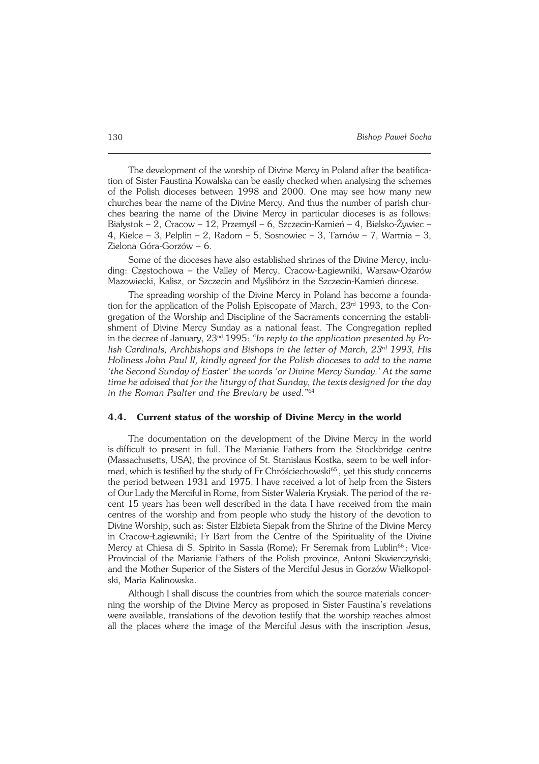The development of the worship of Divine Mercy in Poland after the beatification of Sister Faustina Kowalska can be easily checked when analysing the schemes of the Polish dioceses between 1998 and 2000. One may see how many new churches bear the name of the Divine Mercy. And thus the number of parish churches bearing the name of the Divine Mercy in particular dioceses is as follows: Białystok – 2, Cracow – 12, Przemyśl – 6, Szczecin-Kamień – 4, Bielsko-Żywiec – 4, Kielce – 3, Pelplin – 2, Radom – 5, Sosnowiec – 3, Tarnów – 7, Warmia – 3, Zielona Góra-Gorzów – 6.

Some of the dioceses have also established shrines of the Divine Mercy, including: Częstochowa – the Valley of Mercy, Cracow-Łagiewniki, Warsaw-Ożarów Mazowiecki, Kalisz, or Szczecin and Myślibórz in the Szczecin-Kamień diocese.

The spreading worship of the Divine Mercy in Poland has become a foundation for the application of the Polish Episcopate of March, 23rd 1993, to the Congregation of the Worship and Discipline of the Sacraments concerning the establishment of Divine Mercy Sunday as a national feast. The Congregation replied in the decree of January, 23nd 1995: *"In reply to the application presented by Polish Cardinals, Archbishops and Bishops in the letter of March, 23rd 1993, His Holiness John Paul II, kindly agreed for the Polish dioceses to add to the name 'the Second Sunday of Easter' the words 'or Divine Mercy Sunday.' At the same time he advised that for the liturgy of that Sunday, the texts designed for the day in the Roman Psalter and the Breviary be used."*[64]

### 4.4. Current status of the worship of Divine Mercy in the world

The documentation on the development of the Divine Mercy in the world is difficult to present in full. The Marianie Fathers from the Stockbridge centre (Massachusetts, USA), the province of St. Stanislaus Kostka, seem to be well informed, which is testified by the study of Fr Chróściechowski[65], yet this study concerns the period between 1931 and 1975. I have received a lot of help from the Sisters of Our Lady the Merciful in Rome, from Sister Waleria Krysiak. The period of the recent 15 years has been well described in the data I have received from the main centres of the worship and from people who study the history of the devotion to Divine Worship, such as: Sister Elżbieta Siepak from the Shrine of the Divine Mercy in Cracow-Łagiewniki; Fr Bart from the Centre of the Spirituality of the Divine Mercy at Chiesa di S. Spirito in Sassia (Rome); Fr Seremak from Lublin[66]; Vice-Provincial of the Marianie Fathers of the Polish province, Antoni Skwierczyński; and the Mother Superior of the Sisters of the Merciful Jesus in Gorzów Wielkopolski, Maria Kalinowska.

Although I shall discuss the countries from which the source materials concerning the worship of the Divine Mercy as proposed in Sister Faustina's revelations were available, translations of the devotion testify that the worship reaches almost all the places where the image of the Merciful Jesus with the inscription *Jesus,*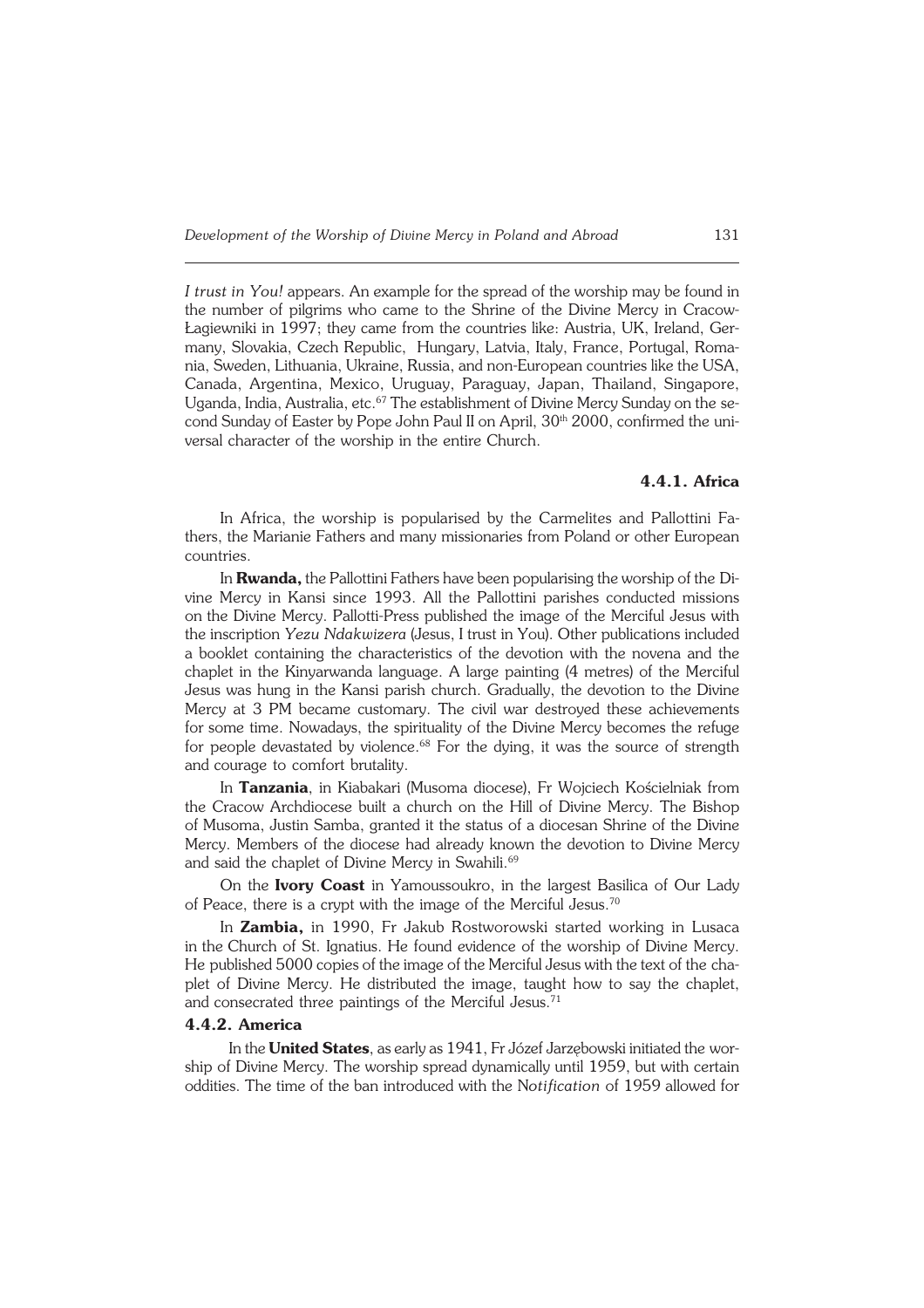*I trust in You!* appears. An example for the spread of the worship may be found in the number of pilgrims who came to the Shrine of the Divine Mercy in Cracow-Łagiewniki in 1997; they came from the countries like: Austria, UK, Ireland, Germany, Slovakia, Czech Republic, Hungary, Latvia, Italy, France, Portugal, Romania, Sweden, Lithuania, Ukraine, Russia, and non-European countries like the USA, Canada, Argentina, Mexico, Uruguay, Paraguay, Japan, Thailand, Singapore, Uganda, India, Australia, etc.[67] The establishment of Divine Mercy Sunday on the second Sunday of Easter by Pope John Paul II on April, 30th 2000, confirmed the universal character of the worship in the entire Church.

### 4.4.1. Africa

In Africa, the worship is popularised by the Carmelites and Pallottini Fathers, the Marianie Fathers and many missionaries from Poland or other European countries.

In **Rwanda,** the Pallottini Fathers have been popularising the worship of the Divine Mercy in Kansi since 1993. All the Pallottini parishes conducted missions on the Divine Mercy. Pallotti-Press published the image of the Merciful Jesus with the inscription *Yezu Ndakwizera* (Jesus, I trust in You). Other publications included a booklet containing the characteristics of the devotion with the novena and the chaplet in the Kinyarwanda language. A large painting (4 metres) of the Merciful Jesus was hung in the Kansi parish church. Gradually, the devotion to the Divine Mercy at 3 PM became customary. The civil war destroyed these achievements for some time. Nowadays, the spirituality of the Divine Mercy becomes the refuge for people devastated by violence.[68] For the dying, it was the source of strength and courage to comfort brutality.

In **Tanzania**, in Kiabakari (Musoma diocese), Fr Wojciech Kościelniak from the Cracow Archdiocese built a church on the Hill of Divine Mercy. The Bishop of Musoma, Justin Samba, granted it the status of a diocesan Shrine of the Divine Mercy. Members of the diocese had already known the devotion to Divine Mercy and said the chaplet of Divine Mercy in Swahili.[69]

On the **Ivory Coast** in Yamoussoukro, in the largest Basilica of Our Lady of Peace, there is a crypt with the image of the Merciful Jesus.[70]

In **Zambia,** in 1990, Fr Jakub Rostworowski started working in Lusaca in the Church of St. Ignatius. He found evidence of the worship of Divine Mercy. He published 5000 copies of the image of the Merciful Jesus with the text of the chaplet of Divine Mercy. He distributed the image, taught how to say the chaplet, and consecrated three paintings of the Merciful Jesus.[71]

### 4.4.2. America

In the **United States**, as early as 1941, Fr Józef Jarzębowski initiated the worship of Divine Mercy. The worship spread dynamically until 1959, but with certain oddities. The time of the ban introduced with the N*otification* of 1959 allowed for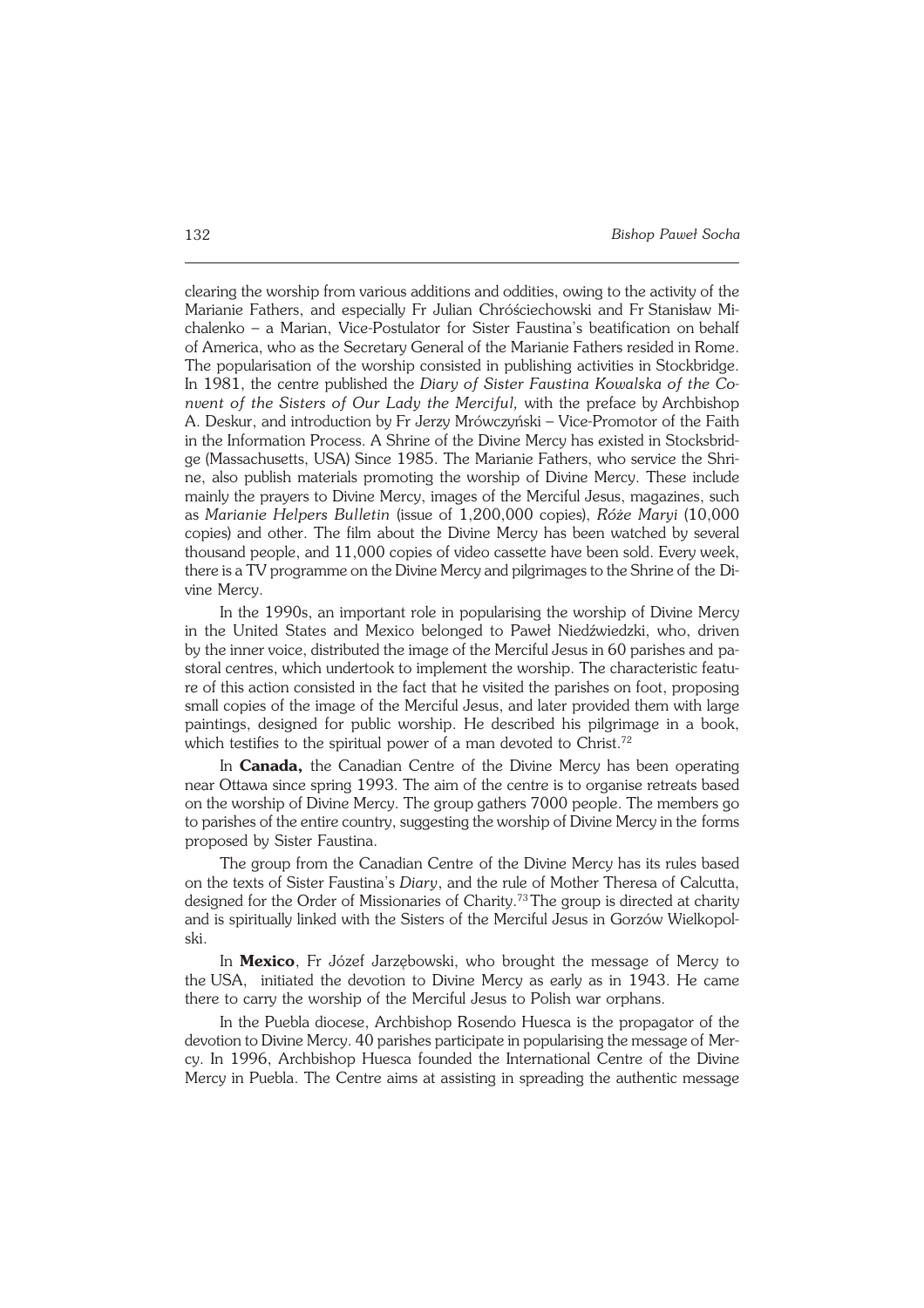clearing the worship from various additions and oddities, owing to the activity of the Marianie Fathers, and especially Fr Julian Chróściechowski and Fr Stanisław Michalenko – a Marian, Vice-Postulator for Sister Faustina's beatification on behalf of America, who as the Secretary General of the Marianie Fathers resided in Rome. The popularisation of the worship consisted in publishing activities in Stockbridge. In 1981, the centre published the *Diary of Sister Faustina Kowalska of the Convent of the Sisters of Our Lady the Merciful,* with the preface by Archbishop A. Deskur, and introduction by Fr Jerzy Mrówczyński – Vice-Promotor of the Faith in the Information Process. A Shrine of the Divine Mercy has existed in Stocksbridge (Massachusetts, USA) Since 1985. The Marianie Fathers, who service the Shrine, also publish materials promoting the worship of Divine Mercy. These include mainly the prayers to Divine Mercy, images of the Merciful Jesus, magazines, such as *Marianie Helpers Bulletin* (issue of 1,200,000 copies), *Róże Maryi* (10,000 copies) and other. The film about the Divine Mercy has been watched by several thousand people, and 11,000 copies of video cassette have been sold. Every week, there is a TV programme on the Divine Mercy and pilgrimages to the Shrine of the Divine Mercy.

In the 1990s, an important role in popularising the worship of Divine Mercy in the United States and Mexico belonged to Paweł Niedźwiedzki, who, driven by the inner voice, distributed the image of the Merciful Jesus in 60 parishes and pastoral centres, which undertook to implement the worship. The characteristic feature of this action consisted in the fact that he visited the parishes on foot, proposing small copies of the image of the Merciful Jesus, and later provided them with large paintings, designed for public worship. He described his pilgrimage in a book, which testifies to the spiritual power of a man devoted to Christ.[72]

In **Canada,** the Canadian Centre of the Divine Mercy has been operating near Ottawa since spring 1993. The aim of the centre is to organise retreats based on the worship of Divine Mercy. The group gathers 7000 people. The members go to parishes of the entire country, suggesting the worship of Divine Mercy in the forms proposed by Sister Faustina.

The group from the Canadian Centre of the Divine Mercy has its rules based on the texts of Sister Faustina's *Diary*, and the rule of Mother Theresa of Calcutta, designed for the Order of Missionaries of Charity.[73] The group is directed at charity and is spiritually linked with the Sisters of the Merciful Jesus in Gorzów Wielkopolski.

In **Mexico**, Fr Józef Jarzębowski, who brought the message of Mercy to the USA, initiated the devotion to Divine Mercy as early as in 1943. He came there to carry the worship of the Merciful Jesus to Polish war orphans.

In the Puebla diocese, Archbishop Rosendo Huesca is the propagator of the devotion to Divine Mercy. 40 parishes participate in popularising the message of Mercy. In 1996, Archbishop Huesca founded the International Centre of the Divine Mercy in Puebla. The Centre aims at assisting in spreading the authentic message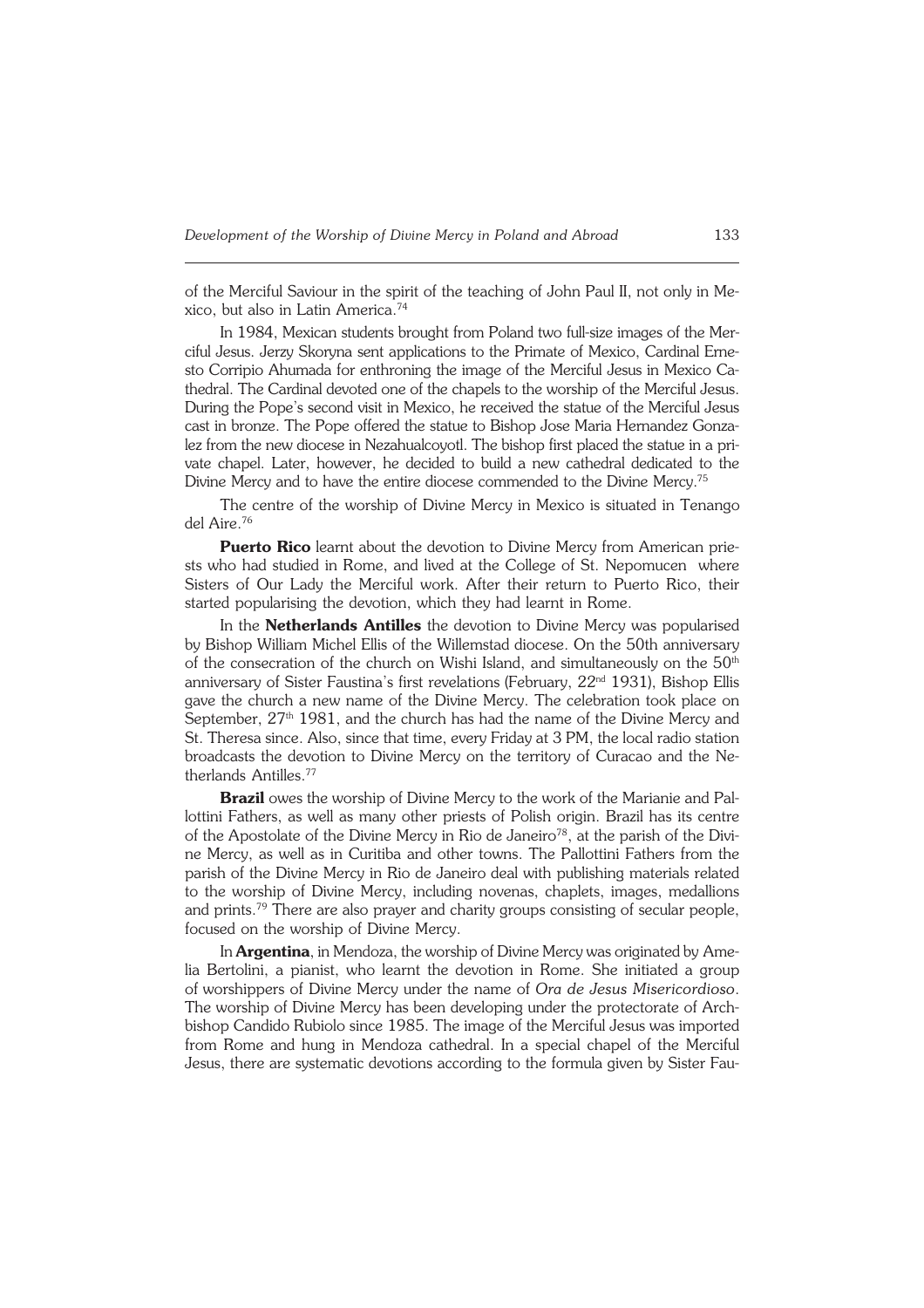of the Merciful Saviour in the spirit of the teaching of John Paul II, not only in Mexico, but also in Latin America.[74]

In 1984, Mexican students brought from Poland two full-size images of the Merciful Jesus. Jerzy Skoryna sent applications to the Primate of Mexico, Cardinal Ernesto Corripio Ahumada for enthroning the image of the Merciful Jesus in Mexico Cathedral. The Cardinal devoted one of the chapels to the worship of the Merciful Jesus. During the Pope's second visit in Mexico, he received the statue of the Merciful Jesus cast in bronze. The Pope offered the statue to Bishop Jose Maria Hernandez Gonzalez from the new diocese in Nezahualcoyotl. The bishop first placed the statue in a private chapel. Later, however, he decided to build a new cathedral dedicated to the Divine Mercy and to have the entire diocese commended to the Divine Mercy.[75]

The centre of the worship of Divine Mercy in Mexico is situated in Tenango del Aire.[76]

**Puerto Rico** learnt about the devotion to Divine Mercy from American priests who had studied in Rome, and lived at the College of St. Nepomucen where Sisters of Our Lady the Merciful work. After their return to Puerto Rico, their started popularising the devotion, which they had learnt in Rome.

In the **Netherlands Antilles** the devotion to Divine Mercy was popularised by Bishop William Michel Ellis of the Willemstad diocese. On the 50th anniversary of the consecration of the church on Wishi Island, and simultaneously on the 50th anniversary of Sister Faustina's first revelations (February, 22nd 1931), Bishop Ellis gave the church a new name of the Divine Mercy. The celebration took place on September, 27th 1981, and the church has had the name of the Divine Mercy and St. Theresa since. Also, since that time, every Friday at 3 PM, the local radio station broadcasts the devotion to Divine Mercy on the territory of Curacao and the Netherlands Antilles.[77]

**Brazil** owes the worship of Divine Mercy to the work of the Marianie and Pallottini Fathers, as well as many other priests of Polish origin. Brazil has its centre of the Apostolate of the Divine Mercy in Rio de Janeiro[78], at the parish of the Divine Mercy, as well as in Curitiba and other towns. The Pallottini Fathers from the parish of the Divine Mercy in Rio de Janeiro deal with publishing materials related to the worship of Divine Mercy, including novenas, chaplets, images, medallions and prints.[79] There are also prayer and charity groups consisting of secular people, focused on the worship of Divine Mercy.

In **Argentina**, in Mendoza, the worship of Divine Mercy was originated by Amelia Bertolini, a pianist, who learnt the devotion in Rome. She initiated a group of worshippers of Divine Mercy under the name of *Ora de Jesus Misericordioso*. The worship of Divine Mercy has been developing under the protectorate of Archbishop Candido Rubiolo since 1985. The image of the Merciful Jesus was imported from Rome and hung in Mendoza cathedral. In a special chapel of the Merciful Jesus, there are systematic devotions according to the formula given by Sister Fau-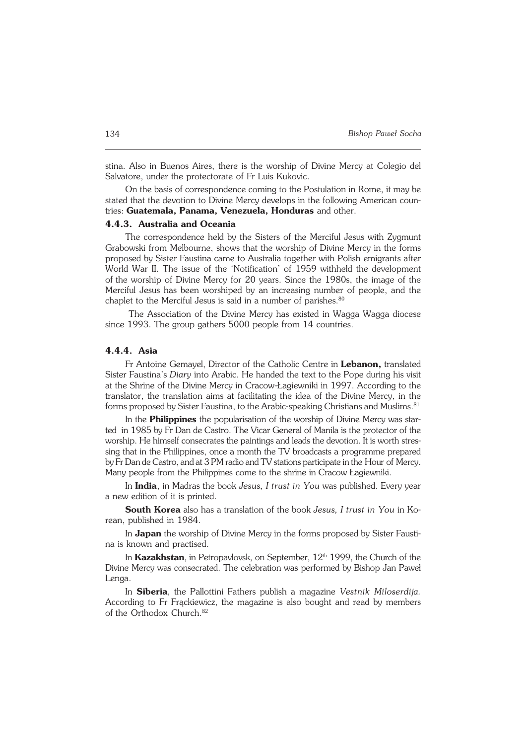stina. Also in Buenos Aires, there is the worship of Divine Mercy at Colegio del Salvatore, under the protectorate of Fr Luis Kukovic.

On the basis of correspondence coming to the Postulation in Rome, it may be stated that the devotion to Divine Mercy develops in the following American countries: **Guatemala, Panama, Venezuela, Honduras** and other.

### 4.4.3. Australia and Oceania

The correspondence held by the Sisters of the Merciful Jesus with Zygmunt Grabowski from Melbourne, shows that the worship of Divine Mercy in the forms proposed by Sister Faustina came to Australia together with Polish emigrants after World War II. The issue of the 'Notification' of 1959 withheld the development of the worship of Divine Mercy for 20 years. Since the 1980s, the image of the Merciful Jesus has been worshiped by an increasing number of people, and the chaplet to the Merciful Jesus is said in a number of parishes.[80]

The Association of the Divine Mercy has existed in Wagga Wagga diocese since 1993. The group gathers 5000 people from 14 countries.

### 4.4.4. Asia

Fr Antoine Gemayel, Director of the Catholic Centre in **Lebanon,** translated Sister Faustina's *Diary* into Arabic. He handed the text to the Pope during his visit at the Shrine of the Divine Mercy in Cracow-Łagiewniki in 1997. According to the translator, the translation aims at facilitating the idea of the Divine Mercy, in the forms proposed by Sister Faustina, to the Arabic-speaking Christians and Muslims.[81]

In the **Philippines** the popularisation of the worship of Divine Mercy was started in 1985 by Fr Dan de Castro. The Vicar General of Manila is the protector of the worship. He himself consecrates the paintings and leads the devotion. It is worth stressing that in the Philippines, once a month the TV broadcasts a programme prepared by Fr Dan de Castro, and at 3 PM radio and TV stations participate in the Hour of Mercy. Many people from the Philippines come to the shrine in Cracow Łagiewniki.

In **India**, in Madras the book *Jesus, I trust in You* was published. Every year a new edition of it is printed.

**South Korea** also has a translation of the book *Jesus, I trust in You* in Korean, published in 1984.

In **Japan** the worship of Divine Mercy in the forms proposed by Sister Faustina is known and practised.

In **Kazakhstan**, in Petropavlovsk, on September, 12th 1999, the Church of the Divine Mercy was consecrated. The celebration was performed by Bishop Jan Paweł Lenga.

In **Siberia**, the Pallottini Fathers publish a magazine *Vestnik Miloserdija.* According to Fr Frąckiewicz, the magazine is also bought and read by members of the Orthodox Church.[82]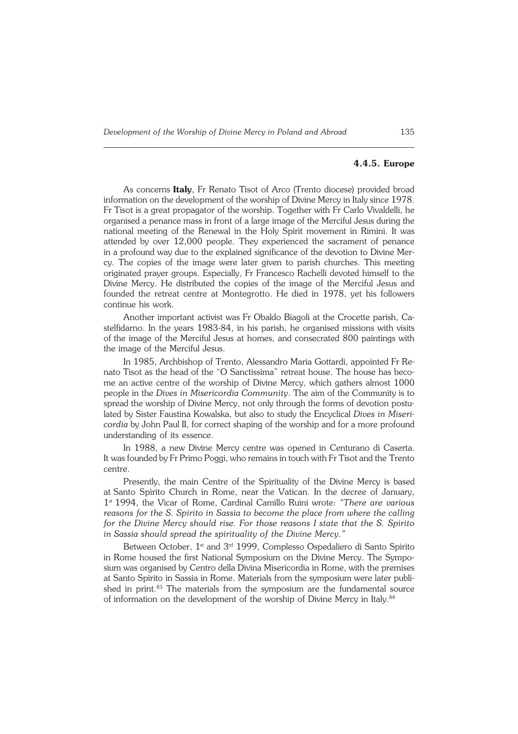### 4.4.5. Europe

As concerns **Italy**, Fr Renato Tisot of Arco (Trento diocese) provided broad information on the development of the worship of Divine Mercy in Italy since 1978. Fr Tisot is a great propagator of the worship. Together with Fr Carlo Vivaldelli, he organised a penance mass in front of a large image of the Merciful Jesus during the national meeting of the Renewal in the Holy Spirit movement in Rimini. It was attended by over 12,000 people. They experienced the sacrament of penance in a profound way due to the explained significance of the devotion to Divine Mercy. The copies of the image were later given to parish churches. This meeting originated prayer groups. Especially, Fr Francesco Rachelli devoted himself to the Divine Mercy. He distributed the copies of the image of the Merciful Jesus and founded the retreat centre at Montegrotto. He died in 1978, yet his followers continue his work.

Another important activist was Fr Obaldo Biagoli at the Crocette parish, Castelfidarno. In the years 1983-84, in his parish, he organised missions with visits of the image of the Merciful Jesus at homes, and consecrated 800 paintings with the image of the Merciful Jesus.

In 1985, Archbishop of Trento, Alessandro Maria Gottardi, appointed Fr Renato Tisot as the head of the "O Sanctissima" retreat house. The house has become an active centre of the worship of Divine Mercy, which gathers almost 1000 people in the *Dives in Misericordia Community*. The aim of the Community is to spread the worship of Divine Mercy, not only through the forms of devotion postulated by Sister Faustina Kowalska, but also to study the Encyclical *Dives in Misericordia* by John Paul II, for correct shaping of the worship and for a more profound understanding of its essence.

In 1988, a new Divine Mercy centre was opened in Centurano di Caserta. It was founded by Fr Primo Poggi, who remains in touch with Fr Tisot and the Trento centre.

Presently, the main Centre of the Spirituality of the Divine Mercy is based at Santo Spirito Church in Rome, near the Vatican. In the decree of January, 1st 1994, the Vicar of Rome, Cardinal Camillo Ruini wrote: *"There are various reasons for the S. Spirito in Sassia to become the place from where the calling for the Divine Mercy should rise. For those reasons I state that the S. Spirito in Sassia should spread the spirituality of the Divine Mercy."*

Between October, 1st and 3rd 1999, Complesso Ospedaliero di Santo Spirito in Rome housed the first National Symposium on the Divine Mercy. The Symposium was organised by Centro della Divina Misericordia in Rome, with the premises at Santo Spirito in Sassia in Rome. Materials from the symposium were later published in print.[83] The materials from the symposium are the fundamental source of information on the development of the worship of Divine Mercy in Italy.[84]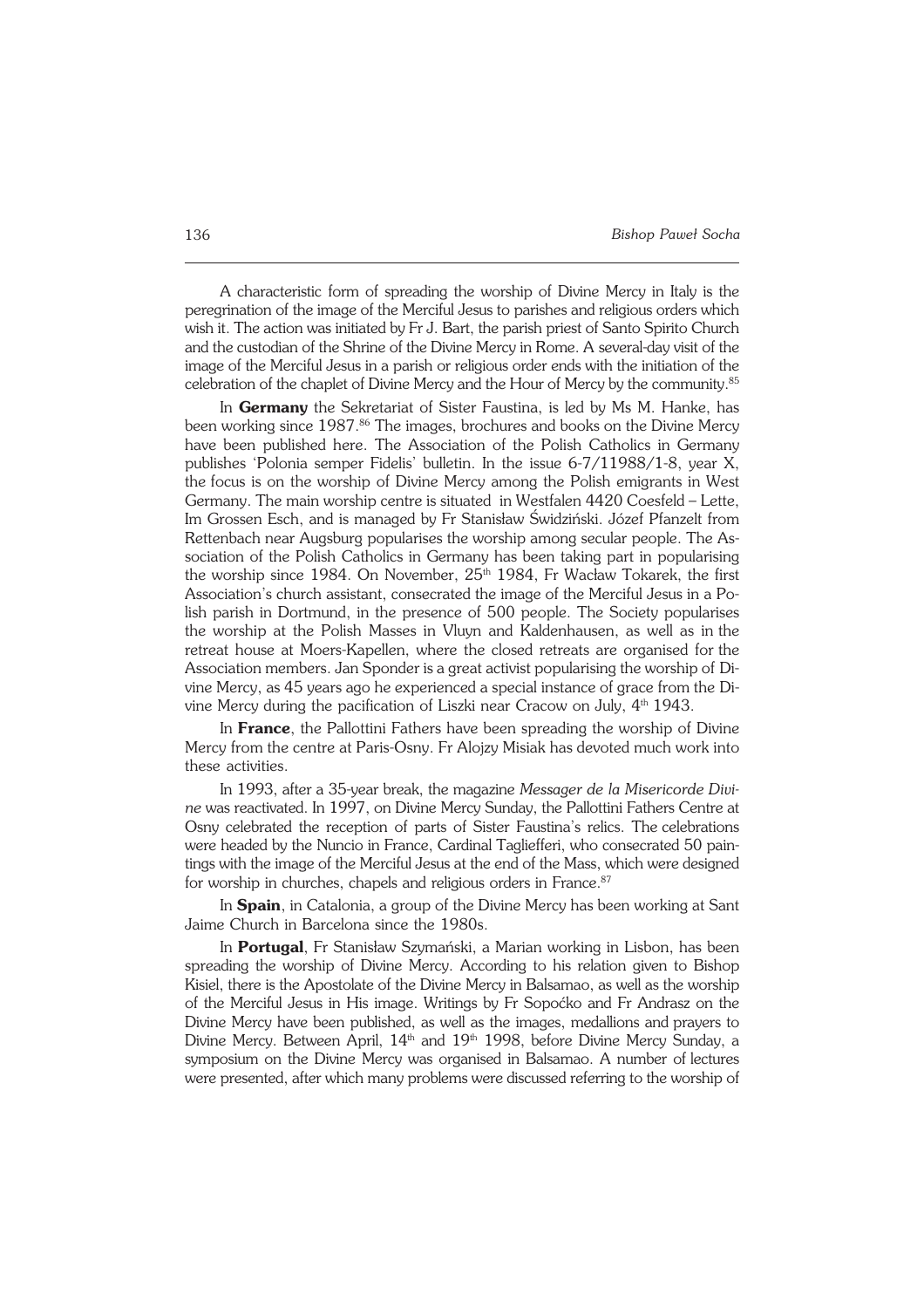A characteristic form of spreading the worship of Divine Mercy in Italy is the peregrination of the image of the Merciful Jesus to parishes and religious orders which wish it. The action was initiated by Fr J. Bart, the parish priest of Santo Spirito Church and the custodian of the Shrine of the Divine Mercy in Rome. A several-day visit of the image of the Merciful Jesus in a parish or religious order ends with the initiation of the celebration of the chaplet of Divine Mercy and the Hour of Mercy by the community.[85]

In **Germany** the Sekretariat of Sister Faustina, is led by Ms M. Hanke, has been working since 1987.[86] The images, brochures and books on the Divine Mercy have been published here. The Association of the Polish Catholics in Germany publishes 'Polonia semper Fidelis' bulletin. In the issue 6-7/11988/1-8, year X, the focus is on the worship of Divine Mercy among the Polish emigrants in West Germany. The main worship centre is situated in Westfalen 4420 Coesfeld – Lette, Im Grossen Esch, and is managed by Fr Stanisław Świdziński. Józef Pfanzelt from Rettenbach near Augsburg popularises the worship among secular people. The Association of the Polish Catholics in Germany has been taking part in popularising the worship since 1984. On November, 25th 1984, Fr Wacław Tokarek, the first Association's church assistant, consecrated the image of the Merciful Jesus in a Polish parish in Dortmund, in the presence of 500 people. The Society popularises the worship at the Polish Masses in Vluyn and Kaldenhausen, as well as in the retreat house at Moers-Kapellen, where the closed retreats are organised for the Association members. Jan Sponder is a great activist popularising the worship of Divine Mercy, as 45 years ago he experienced a special instance of grace from the Divine Mercy during the pacification of Liszki near Cracow on July, 4th 1943.

In **France**, the Pallottini Fathers have been spreading the worship of Divine Mercy from the centre at Paris-Osny. Fr Alojzy Misiak has devoted much work into these activities.

In 1993, after a 35-year break, the magazine *Messager de la Misericorde Divine* was reactivated. In 1997, on Divine Mercy Sunday, the Pallottini Fathers Centre at Osny celebrated the reception of parts of Sister Faustina's relics. The celebrations were headed by the Nuncio in France, Cardinal Tagliefferi, who consecrated 50 paintings with the image of the Merciful Jesus at the end of the Mass, which were designed for worship in churches, chapels and religious orders in France.[87]

In **Spain**, in Catalonia, a group of the Divine Mercy has been working at Sant Jaime Church in Barcelona since the 1980s.

In **Portugal**, Fr Stanisław Szymański, a Marian working in Lisbon, has been spreading the worship of Divine Mercy. According to his relation given to Bishop Kisiel, there is the Apostolate of the Divine Mercy in Balsamao, as well as the worship of the Merciful Jesus in His image. Writings by Fr Sopoćko and Fr Andrasz on the Divine Mercy have been published, as well as the images, medallions and prayers to Divine Mercy. Between April, 14th and 19th 1998, before Divine Mercy Sunday, a symposium on the Divine Mercy was organised in Balsamao. A number of lectures were presented, after which many problems were discussed referring to the worship of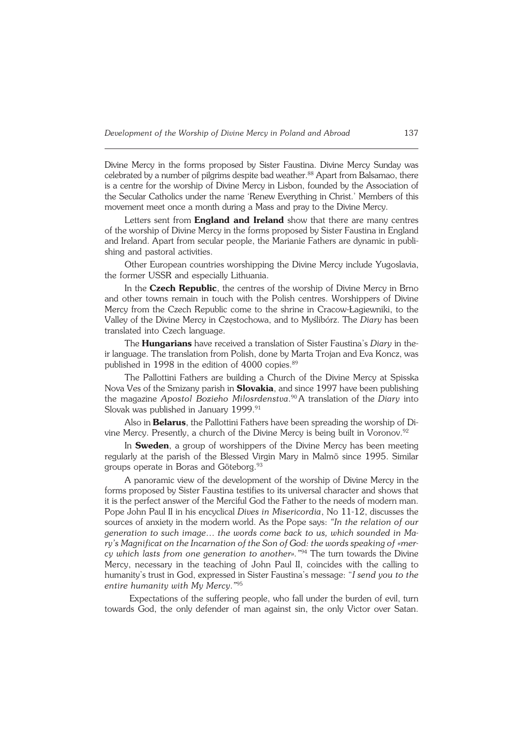Divine Mercy in the forms proposed by Sister Faustina. Divine Mercy Sunday was celebrated by a number of pilgrims despite bad weather.[88] Apart from Balsamao, there is a centre for the worship of Divine Mercy in Lisbon, founded by the Association of the Secular Catholics under the name 'Renew Everything in Christ.' Members of this movement meet once a month during a Mass and pray to the Divine Mercy.

Letters sent from **England and Ireland** show that there are many centres of the worship of Divine Mercy in the forms proposed by Sister Faustina in England and Ireland. Apart from secular people, the Marianie Fathers are dynamic in publishing and pastoral activities.

Other European countries worshipping the Divine Mercy include Yugoslavia, the former USSR and especially Lithuania.

In the **Czech Republic**, the centres of the worship of Divine Mercy in Brno and other towns remain in touch with the Polish centres. Worshippers of Divine Mercy from the Czech Republic come to the shrine in Cracow-Łagiewniki, to the Valley of the Divine Mercy in Częstochowa, and to Myślibórz. The *Diary* has been translated into Czech language.

The **Hungarians** have received a translation of Sister Faustina's *Diary* in their language. The translation from Polish, done by Marta Trojan and Eva Koncz, was published in 1998 in the edition of 4000 copies.[89]

The Pallottini Fathers are building a Church of the Divine Mercy at Spisska Nova Ves of the Smizany parish in **Slovakia**, and since 1997 have been publishing the magazine *Apostol Bozieho Milosrdenstva*.[90] A translation of the *Diary* into Slovak was published in January 1999.[91]

Also in **Belarus**, the Pallottini Fathers have been spreading the worship of Divine Mercy. Presently, a church of the Divine Mercy is being built in Voronov.[92]

In **Sweden**, a group of worshippers of the Divine Mercy has been meeting regularly at the parish of the Blessed Virgin Mary in Malmö since 1995. Similar groups operate in Boras and Göteborg.[93]

A panoramic view of the development of the worship of Divine Mercy in the forms proposed by Sister Faustina testifies to its universal character and shows that it is the perfect answer of the Merciful God the Father to the needs of modern man. Pope John Paul II in his encyclical *Dives in Misericordia*, No 11-12, discusses the sources of anxiety in the modern world. As the Pope says: *"In the relation of our generation to such image… the words come back to us, which sounded in Mary's Magnificat on the Incarnation of the Son of God: the words speaking of «mercy which lasts from one generation to another».*"[94] The turn towards the Divine Mercy, necessary in the teaching of John Paul II, coincides with the calling to humanity's trust in God, expressed in Sister Faustina's message: "*I send you to the entire humanity with My Mercy.*"[95]

Expectations of the suffering people, who fall under the burden of evil, turn towards God, the only defender of man against sin, the only Victor over Satan.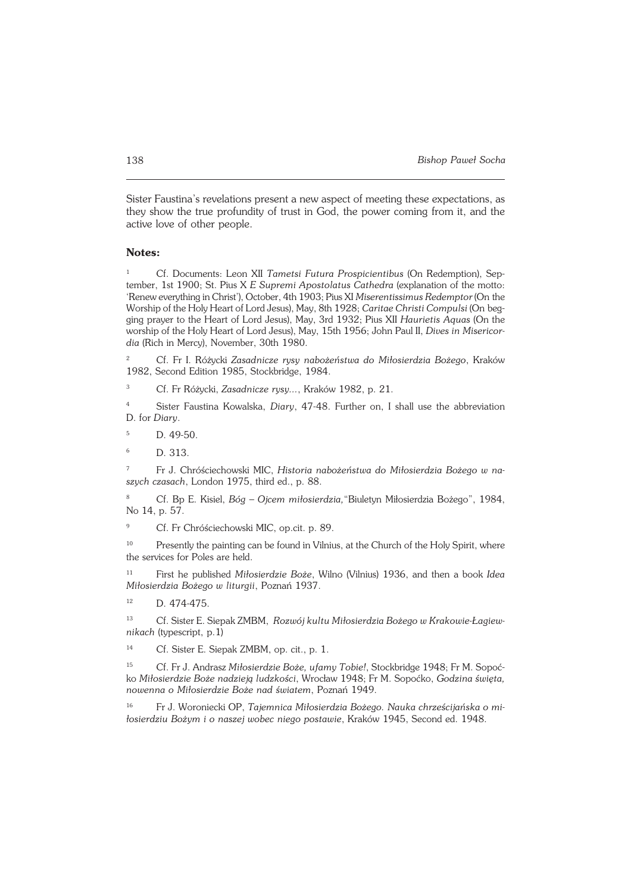Sister Faustina's revelations present a new aspect of meeting these expectations, as they show the true profundity of trust in God, the power coming from it, and the active love of other people.

**Notes:**

[1] Cf. Documents: Leon XII *Tametsi Futura Prospicientibus* (On Redemption), September, 1st 1900; St. Pius X *E Supremi Apostolatus Cathedra* (explanation of the motto: 'Renew everything in Christ'), October, 4th 1903; Pius XI *Miserentissimus Redemptor* (On the Worship of the Holy Heart of Lord Jesus), May, 8th 1928; *Caritae Christi Compulsi* (On begging prayer to the Heart of Lord Jesus), May, 3rd 1932; Pius XII *Haurietis Aquas* (On the worship of the Holy Heart of Lord Jesus), May, 15th 1956; John Paul II, *Dives in Misericordia* (Rich in Mercy), November, 30th 1980.

[2] Cf. Fr I. Różycki *Zasadnicze rysy nabożeństwa do Miłosierdzia Bożego*, Kraków 1982, Second Edition 1985, Stockbridge, 1984.

[3] Cf. Fr Różycki, *Zasadnicze rysy...*, Kraków 1982, p. 21.

[4] Sister Faustina Kowalska, *Diary*, 47-48. Further on, I shall use the abbreviation D. for *Diary*.

[5] D. 49-50.

[6] D. 313.

[7] Fr J. Chróściechowski MIC, *Historia nabożeństwa do Miłosierdzia Bożego w naszych czasach*, London 1975, third ed., p. 88.

[8] Cf. Bp E. Kisiel, *Bóg – Ojcem miłosierdzia,* "Biuletyn Miłosierdzia Bożego", 1984, No 14, p. 57.

[9] Cf. Fr Chróściechowski MIC, op.cit. p. 89.

[10] Presently the painting can be found in Vilnius, at the Church of the Holy Spirit, where the services for Poles are held.

[11] First he published *Miłosierdzie Boże*, Wilno (Vilnius) 1936, and then a book *Idea Miłosierdzia Bożego w liturgii*, Poznań 1937.

[12] D. 474-475.

[13] Cf. Sister E. Siepak ZMBM, *Rozwój kultu Miłosierdzia Bożego w Krakowie-Łagiewnikach* (typescript, p.1)

[14] Cf. Sister E. Siepak ZMBM, op. cit., p. 1.

[15] Cf. Fr J. Andrasz *Miłosierdzie Boże, ufamy Tobie!*, Stockbridge 1948; Fr M. Sopoćko *Miłosierdzie Boże nadzieją ludzkości*, Wrocław 1948; Fr M. Sopoćko, *Godzina święta, nowenna o Miłosierdzie Boże nad światem*, Poznań 1949.

[16] Fr J. Woroniecki OP, *Tajemnica Miłosierdzia Bożego. Nauka chrześcijańska o miłosierdziu Bożym i o naszej wobec niego postawie*, Kraków 1945, Second ed. 1948.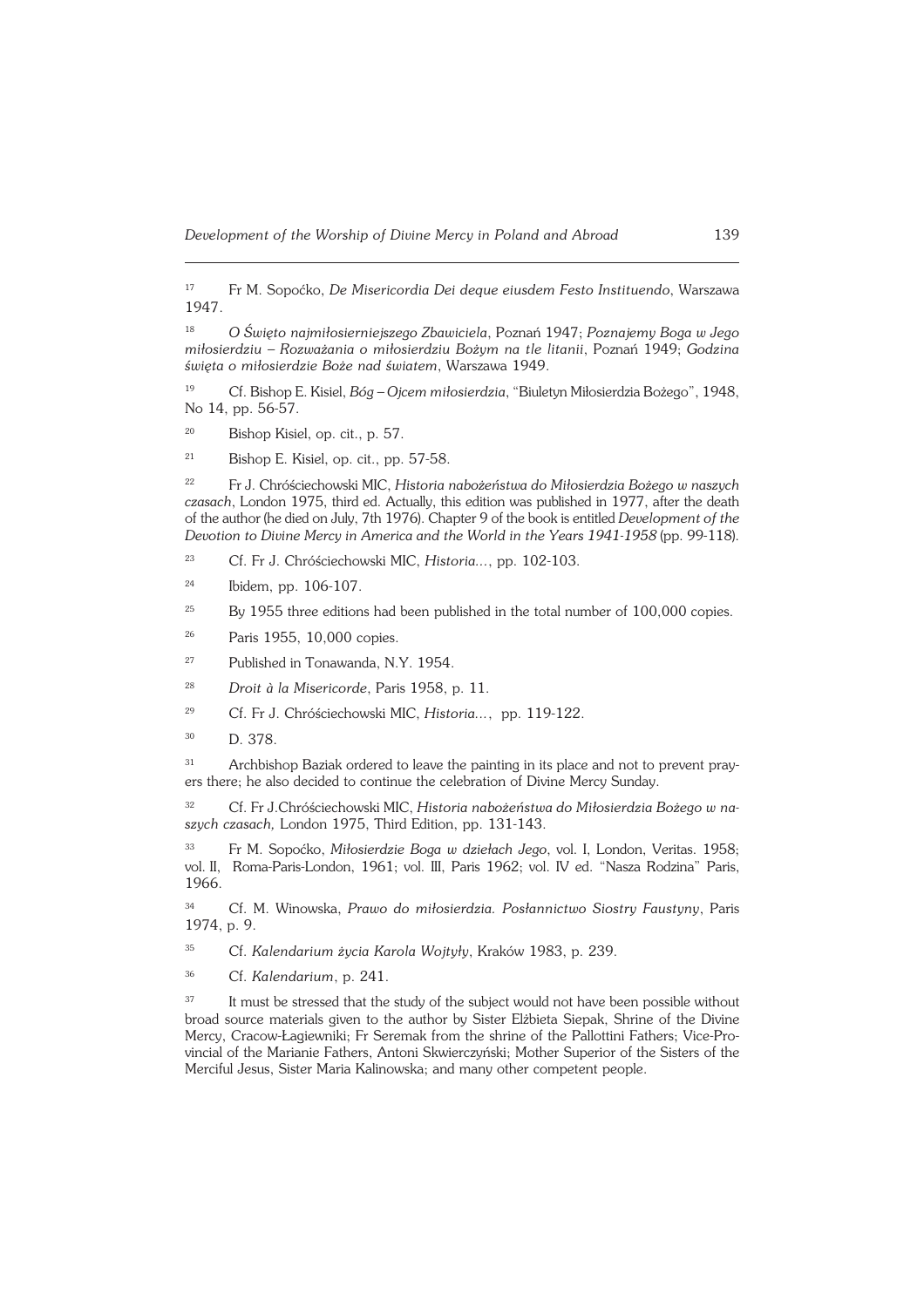[17] Fr M. Sopoćko, *De Misericordia Dei deque eiusdem Festo Instituendo*, Warszawa 1947.

[18] *O Święto najmiłosierniejszego Zbawiciela*, Poznań 1947; *Poznajemy Boga w Jego miłosierdziu – Rozważania o miłosierdziu Bożym na tle litanii*, Poznań 1949; *Godzina święta o miłosierdzie Boże nad światem*, Warszawa 1949.

[19] Cf. Bishop E. Kisiel, *Bóg – Ojcem miłosierdzia*, "Biuletyn Miłosierdzia Bożego", 1948, No 14, pp. 56-57.

[20] Bishop Kisiel, op. cit., p. 57.

[21] Bishop E. Kisiel, op. cit., pp. 57-58.

[22] Fr J. Chróściechowski MIC, *Historia nabożeństwa do Miłosierdzia Bożego w naszych czasach*, London 1975, third ed. Actually, this edition was published in 1977, after the death of the author (he died on July, 7th 1976). Chapter 9 of the book is entitled *Development of the Devotion to Divine Mercy in America and the World in the Years 1941-1958* (pp. 99-118).

[23] Cf. Fr J. Chróściechowski MIC, *Historia...*, pp. 102-103.

[24] Ibidem, pp. 106-107.

[25] By 1955 three editions had been published in the total number of 100,000 copies.

[26] Paris 1955, 10,000 copies.

[27] Published in Tonawanda, N.Y. 1954.

[28] *Droit à la Misericorde*, Paris 1958, p. 11.

[29] Cf. Fr J. Chróściechowski MIC, *Historia...*, pp. 119-122.

[30] D. 378.

[31] Archbishop Baziak ordered to leave the painting in its place and not to prevent prayers there; he also decided to continue the celebration of Divine Mercy Sunday.

[32] Cf. Fr J.Chróściechowski MIC, *Historia nabożeństwa do Miłosierdzia Bożego w naszych czasach,* London 1975, Third Edition, pp. 131-143.

[33] Fr M. Sopoćko, *Miłosierdzie Boga w dziełach Jego*, vol. I, London, Veritas. 1958; vol. II, Roma-Paris-London, 1961; vol. III, Paris 1962; vol. IV ed. "Nasza Rodzina" Paris, 1966.

[34] Cf. M. Winowska, *Prawo do miłosierdzia. Posłannictwo Siostry Faustyny*, Paris 1974, p. 9.

[35] Cf. *Kalendarium życia Karola Wojtyły*, Kraków 1983, p. 239.

[36] Cf. *Kalendarium*, p. 241.

[37] It must be stressed that the study of the subject would not have been possible without broad source materials given to the author by Sister Elżbieta Siepak, Shrine of the Divine Mercy, Cracow-Łagiewniki; Fr Seremak from the shrine of the Pallottini Fathers; Vice-Provincial of the Marianie Fathers, Antoni Skwierczyński; Mother Superior of the Sisters of the Merciful Jesus, Sister Maria Kalinowska; and many other competent people.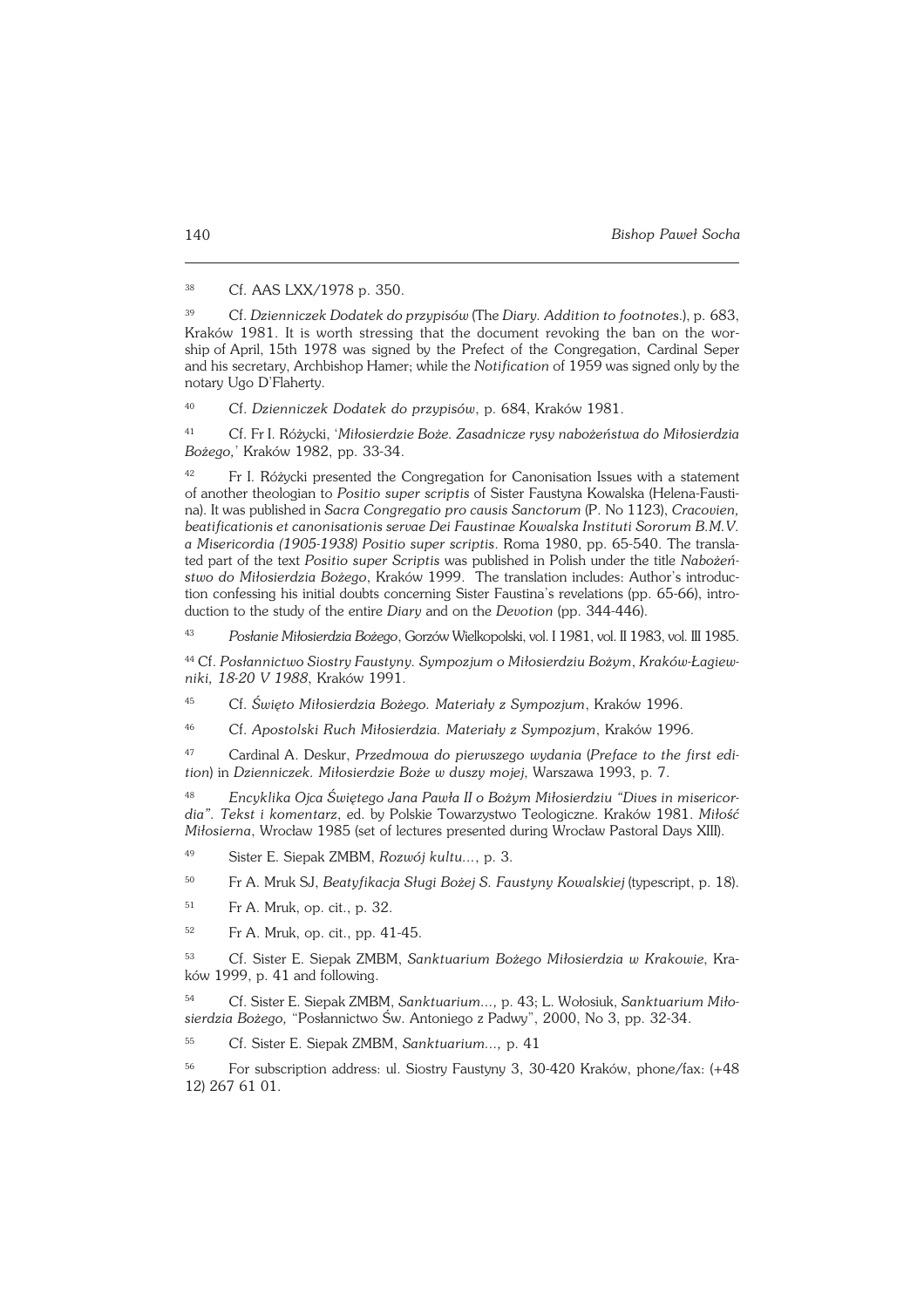[38] Cf. AAS LXX/1978 p. 350.

[39] Cf. *Dzienniczek Dodatek do przypisów* (The *Diary. Addition to footnotes*.), p. 683, Kraków 1981. It is worth stressing that the document revoking the ban on the worship of April, 15th 1978 was signed by the Prefect of the Congregation, Cardinal Seper and his secretary, Archbishop Hamer; while the *Notification* of 1959 was signed only by the notary Ugo D'Flaherty.

[40] Cf. *Dzienniczek Dodatek do przypisów*, p. 684, Kraków 1981.

[41] Cf. Fr I. Różycki, '*Miłosierdzie Boże. Zasadnicze rysy nabożeństwa do Miłosierdzia Bożego,*' Kraków 1982, pp. 33-34.

[42] Fr I. Różycki presented the Congregation for Canonisation Issues with a statement of another theologian to *Positio super scriptis* of Sister Faustyna Kowalska (Helena-Faustina). It was published in *Sacra Congregatio pro causis Sanctorum* (P. No 1123), *Cracovien, beatificationis et canonisationis servae Dei Faustinae Kowalska Instituti Sororum B.M.V. a Misericordia (1905-1938) Positio super scriptis*. Roma 1980, pp. 65-540. The translated part of the text *Positio super Scriptis* was published in Polish under the title *Nabożeństwo do Miłosierdzia Bożego*, Kraków 1999. The translation includes: Author's introduction confessing his initial doubts concerning Sister Faustina's revelations (pp. 65-66), introduction to the study of the entire *Diary* and on the *Devotion* (pp. 344-446).

[43] *Posłanie Miłosierdzia Bożego*, Gorzów Wielkopolski, vol. I 1981, vol. II 1983, vol. III 1985.

[44] Cf. *Posłannictwo Siostry Faustyny. Sympozjum o Miłosierdziu Bożym*, *Kraków-Łagiewniki, 18-20 V 1988*, Kraków 1991.

[45] Cf. *Święto Miłosierdzia Bożego. Materiały z Sympozjum*, Kraków 1996.

[46] Cf. *Apostolski Ruch Miłosierdzia. Materiały z Sympozjum*, Kraków 1996.

[47] Cardinal A. Deskur, *Przedmowa do pierwszego wydania* (*Preface to the first edition*) in *Dzienniczek. Miłosierdzie Boże w duszy mojej*, Warszawa 1993, p. 7.

[48] *Encyklika Ojca Świętego Jana Pawła II o Bożym Miłosierdziu "Dives in misericordia". Tekst i komentarz*, ed. by Polskie Towarzystwo Teologiczne. Kraków 1981. *Miłość Miłosierna*, Wrocław 1985 (set of lectures presented during Wrocław Pastoral Days XIII).

[49] Sister E. Siepak ZMBM, *Rozwój kultu...*, p. 3.

[50] Fr A. Mruk SJ, *Beatyfikacja Sługi Bożej S. Faustyny Kowalskiej* (typescript, p. 18).

[51] Fr A. Mruk, op. cit., p. 32.

[52] Fr A. Mruk, op. cit., pp. 41-45.

[53] Cf. Sister E. Siepak ZMBM, *Sanktuarium Bożego Miłosierdzia w Krakowie*, Kraków 1999, p. 41 and following.

[54] Cf. Sister E. Siepak ZMBM, *Sanktuarium...,* p. 43; L. Wołosiuk, *Sanktuarium Miłosierdzia Bożego,* "Posłannictwo Św. Antoniego z Padwy", 2000, No 3, pp. 32-34.

[55] Cf. Sister E. Siepak ZMBM, *Sanktuarium...,* p. 41

[56] For subscription address: ul. Siostry Faustyny 3, 30-420 Kraków, phone/fax: (+48 12) 267 61 01.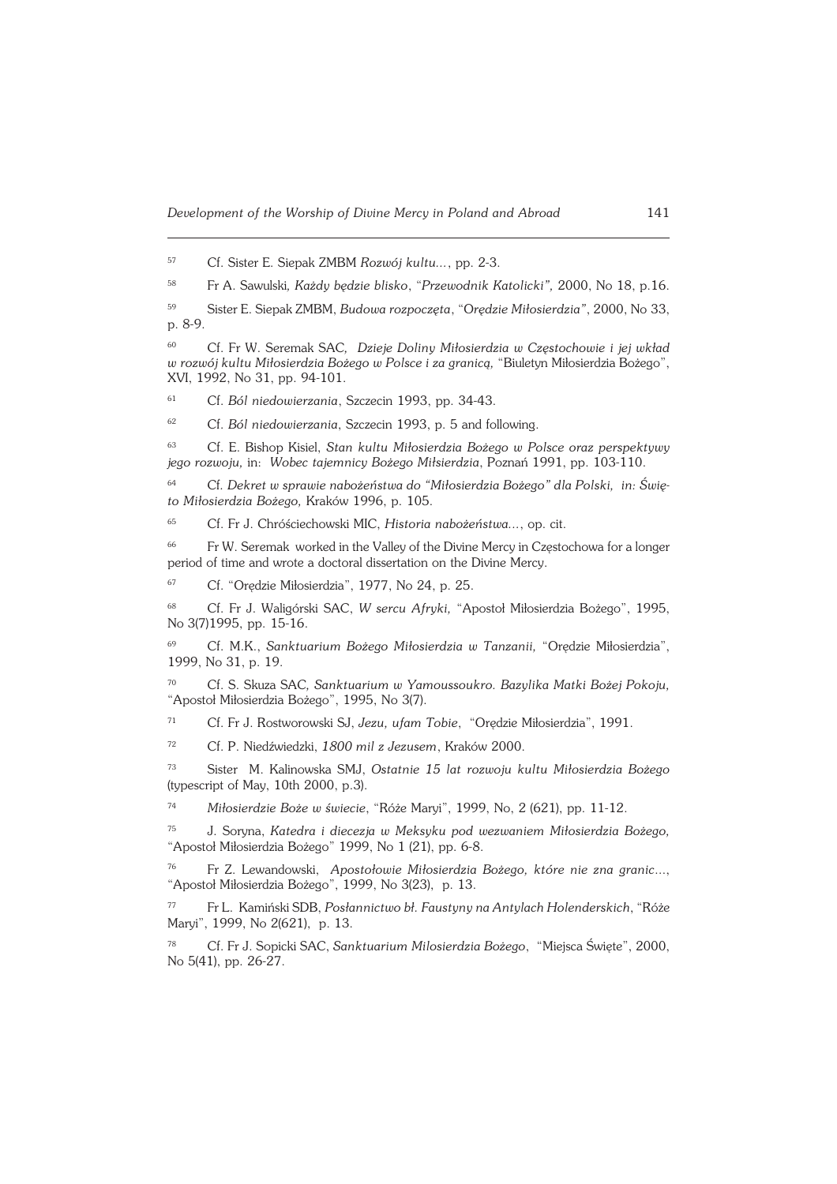[57] Cf. Sister E. Siepak ZMBM *Rozwój kultu...*, pp. 2-3.

[58] Fr A. Sawulski, *Każdy będzie blisko*, "*Przewodnik Katolicki",* 2000, No 18, p.16.

[59] Sister E. Siepak ZMBM, *Budowa rozpoczęta*, "*Orędzie Miłosierdzia"*, 2000, No 33, p. 8-9.

[60] Cf. Fr W. Seremak SAC, *Dzieje Doliny Miłosierdzia w Częstochowie i jej wkład w rozwój kultu Miłosierdzia Bożego w Polsce i za granicą,* "Biuletyn Miłosierdzia Bożego", XVI, 1992, No 31, pp. 94-101.

[61] Cf. *Ból niedowierzania*, Szczecin 1993, pp. 34-43.

[62] Cf. *Ból niedowierzania*, Szczecin 1993, p. 5 and following.

[63] Cf. E. Bishop Kisiel, *Stan kultu Miłosierdzia Bożego w Polsce oraz perspektywy jego rozwoju,* in: *Wobec tajemnicy Bożego Miłsierdzia*, Poznań 1991, pp. 103-110.

[64] Cf. *Dekret w sprawie nabożeństwa do "Miłosierdzia Bożego" dla Polski, in: Święto Miłosierdzia Bożego,* Kraków 1996, p. 105.

[65] Cf. Fr J. Chróściechowski MIC, *Historia nabożeństwa...*, op. cit.

[66] Fr W. Seremak worked in the Valley of the Divine Mercy in Częstochowa for a longer period of time and wrote a doctoral dissertation on the Divine Mercy.

[67] Cf. "Orędzie Miłosierdzia", 1977, No 24, p. 25.

[68] Cf. Fr J. Waligórski SAC, *W sercu Afryki,* "Apostoł Miłosierdzia Bożego", 1995, No 3(7)1995, pp. 15-16.

[69] Cf. M.K., *Sanktuarium Bożego Miłosierdzia w Tanzanii,* "Orędzie Miłosierdzia", 1999, No 31, p. 19.

[70] Cf. S. Skuza SAC, *Sanktuarium w Yamoussoukro. Bazylika Matki Bożej Pokoju,* "Apostoł Miłosierdzia Bożego", 1995, No 3(7).

[71] Cf. Fr J. Rostworowski SJ, *Jezu, ufam Tobie*, "Orędzie Miłosierdzia", 1991.

[72] Cf. P. Niedźwiedzki, *1800 mil z Jezusem*, Kraków 2000.

[73] Sister M. Kalinowska SMJ, *Ostatnie 15 lat rozwoju kultu Miłosierdzia Bożego* (typescript of May, 10th 2000, p.3).

[74] *Miłosierdzie Boże w świecie*, "Róże Maryi", 1999, No, 2 (621), pp. 11-12.

[75] J. Soryna, *Katedra i diecezja w Meksyku pod wezwaniem Miłosierdzia Bożego,* "Apostoł Miłosierdzia Bożego" 1999, No 1 (21), pp. 6-8.

[76] Fr Z. Lewandowski, *Apostołowie Miłosierdzia Bożego, które nie zna granic...*, "Apostoł Miłosierdzia Bożego", 1999, No 3(23), p. 13.

[77] Fr L. Kamiński SDB, *Posłannictwo bł. Faustyny na Antylach Holenderskich*, "Róże Maryi", 1999, No 2(621), p. 13.

[78] Cf. Fr J. Sopicki SAC, *Sanktuarium Milosierdzia Bożego*, "Miejsca Święte", 2000, No 5(41), pp. 26-27.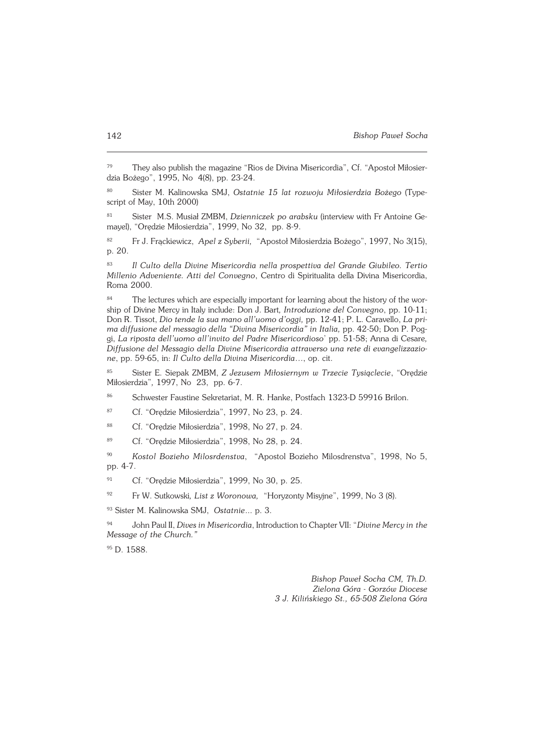[79] They also publish the magazine "Rios de Divina Misericordia", Cf. "Apostoł Miłosierdzia Bożego", 1995, No 4(8), pp. 23-24.

[80] Sister M. Kalinowska SMJ, *Ostatnie 15 lat rozwoju Miłosierdzia Bożego* (Typescript of May, 10th 2000)

[81] Sister M.S. Musiał ZMBM, *Dzienniczek po arabsku* (interview with Fr Antoine Gemayel), "Orędzie Miłosierdzia", 1999, No 32, pp. 8-9.

[82] Fr J. Frąckiewicz, *Apel z Syberii,* "Apostoł Miłosierdzia Bożego", 1997, No 3(15), p. 20.

[83] *Il Culto della Divine Misericordia nella prospettiva del Grande Giubileo. Tertio Millenio Adveniente. Atti del Convegno*, Centro di Spiritualita della Divina Misericordia, Roma 2000.

[84] The lectures which are especially important for learning about the history of the worship of Divine Mercy in Italy include: Don J. Bart, *Introduzione del Convegno*, pp. 10-11; Don R. Tissot, *Dio tende la sua mano all'uomo d'oggi,* pp. 12-41; P. L. Caravello, *La prima diffusione del messagio della "Divina Misericordia" in Italia,* pp. 42-50; Don P. Poggi, *La riposta dell'uomo all'invito del Padre Misericordioso*' pp. 51-58; Anna di Cesare, *Diffusione del Messagio della Divine Misericordia attraverso una rete di evangelizzazione*, pp. 59-65, in: *Il Culto della Divina Misericordia…*, op. cit.

[85] Sister E. Siepak ZMBM, *Z Jezusem Miłosiernym w Trzecie Tysiąclecie*, "Orędzie Miłosierdzia", 1997, No 23, pp. 6-7.

[86] Schwester Faustine Sekretariat, M. R. Hanke, Postfach 1323-D 59916 Brilon.

[87] Cf. "Orędzie Miłosierdzia", 1997, No 23, p. 24.

[88] Cf. "Orędzie Miłosierdzia", 1998, No 27, p. 24.

[89] Cf. "Orędzie Miłosierdzia", 1998, No 28, p. 24.

[90] *Kostol Bozieho Milosrdenstva*, "Apostol Bozieho Milosdrenstva", 1998, No 5, pp. 4-7.

[91] Cf. "Orędzie Miłosierdzia", 1999, No 30, p. 25.

[92] Fr W. Sutkowski, *List z Woronowa,* "Horyzonty Misyjne", 1999, No 3 (8).

[93] Sister M. Kalinowska SMJ, *Ostatnie…* p. 3.

[94] John Paul II, *Dives in Misericordia*, Introduction to Chapter VII: "*Divine Mercy in the Message of the Church.*"

[95] D. 1588.

*Bishop Paweł Socha CM, Th.D.*
*Zielona Góra - Gorzów Diocese*
*3 J. Kilińskiego St., 65-508 Zielona Góra*